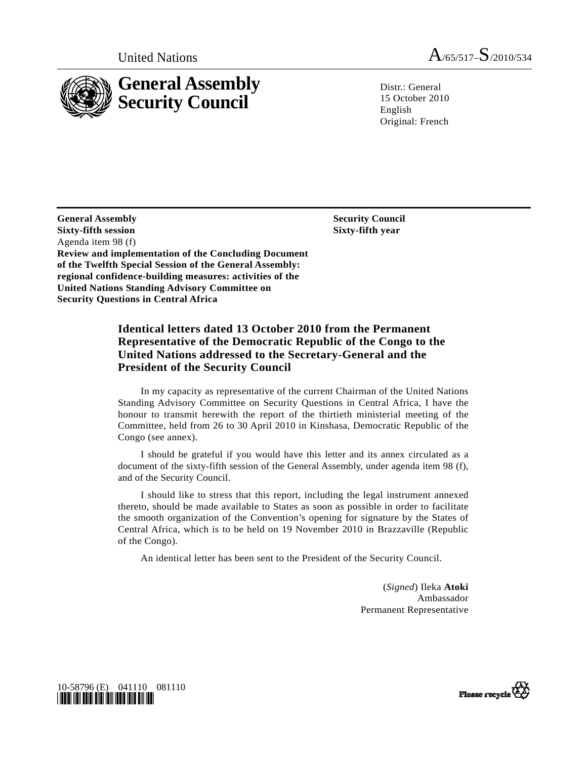United Nations A/65/517–S/2010/534

# General Assembly Security Council

Distr.: General
15 October 2010
English
Original: French

**General Assembly**
**Sixty-fifth session**
Agenda item 98 (f)
**Review and implementation of the Concluding Document of the Twelfth Special Session of the General Assembly: regional confidence-building measures: activities of the United Nations Standing Advisory Committee on Security Questions in Central Africa**

**Security Council**
**Sixty-fifth year**

## Identical letters dated 13 October 2010 from the Permanent Representative of the Democratic Republic of the Congo to the United Nations addressed to the Secretary-General and the President of the Security Council

In my capacity as representative of the current Chairman of the United Nations Standing Advisory Committee on Security Questions in Central Africa, I have the honour to transmit herewith the report of the thirtieth ministerial meeting of the Committee, held from 26 to 30 April 2010 in Kinshasa, Democratic Republic of the Congo (see annex).

I should be grateful if you would have this letter and its annex circulated as a document of the sixty-fifth session of the General Assembly, under agenda item 98 (f), and of the Security Council.

I should like to stress that this report, including the legal instrument annexed thereto, should be made available to States as soon as possible in order to facilitate the smooth organization of the Convention's opening for signature by the States of Central Africa, which is to be held on 19 November 2010 in Brazzaville (Republic of the Congo).

An identical letter has been sent to the President of the Security Council.

(*Signed*) Ileka **Atoki**
Ambassador
Permanent Representative

10-58796 (E) 041110 081110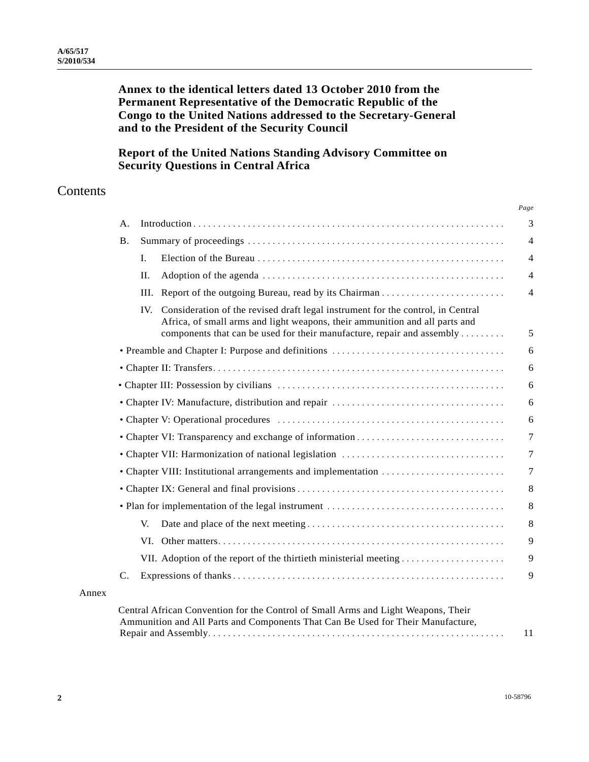**Annex to the identical letters dated 13 October 2010 from the Permanent Representative of the Democratic Republic of the Congo to the United Nations addressed to the Secretary-General and to the President of the Security Council**

**Report of the United Nations Standing Advisory Committee on Security Questions in Central Africa**

# Contents

| | | *Page* |
|---|---|---|
| A. | Introduction | 3 |
| B. | Summary of proceedings | 4 |
| | I. Election of the Bureau | 4 |
| | II. Adoption of the agenda | 4 |
| | III. Report of the outgoing Bureau, read by its Chairman | 4 |
| | IV. Consideration of the revised draft legal instrument for the control, in Central Africa, of small arms and light weapons, their ammunition and all parts and components that can be used for their manufacture, repair and assembly | 5 |
| | • Preamble and Chapter I: Purpose and definitions | 6 |
| | • Chapter II: Transfers | 6 |
| | • Chapter III: Possession by civilians | 6 |
| | • Chapter IV: Manufacture, distribution and repair | 6 |
| | • Chapter V: Operational procedures | 6 |
| | • Chapter VI: Transparency and exchange of information | 7 |
| | • Chapter VII: Harmonization of national legislation | 7 |
| | • Chapter VIII: Institutional arrangements and implementation | 7 |
| | • Chapter IX: General and final provisions | 8 |
| | • Plan for implementation of the legal instrument | 8 |
| | V. Date and place of the next meeting | 8 |
| | VI. Other matters | 9 |
| | VII. Adoption of the report of the thirtieth ministerial meeting | 9 |
| C. | Expressions of thanks | 9 |

Annex

| | |
|---|---|
| Central African Convention for the Control of Small Arms and Light Weapons, Their Ammunition and All Parts and Components That Can Be Used for Their Manufacture, Repair and Assembly | 11 |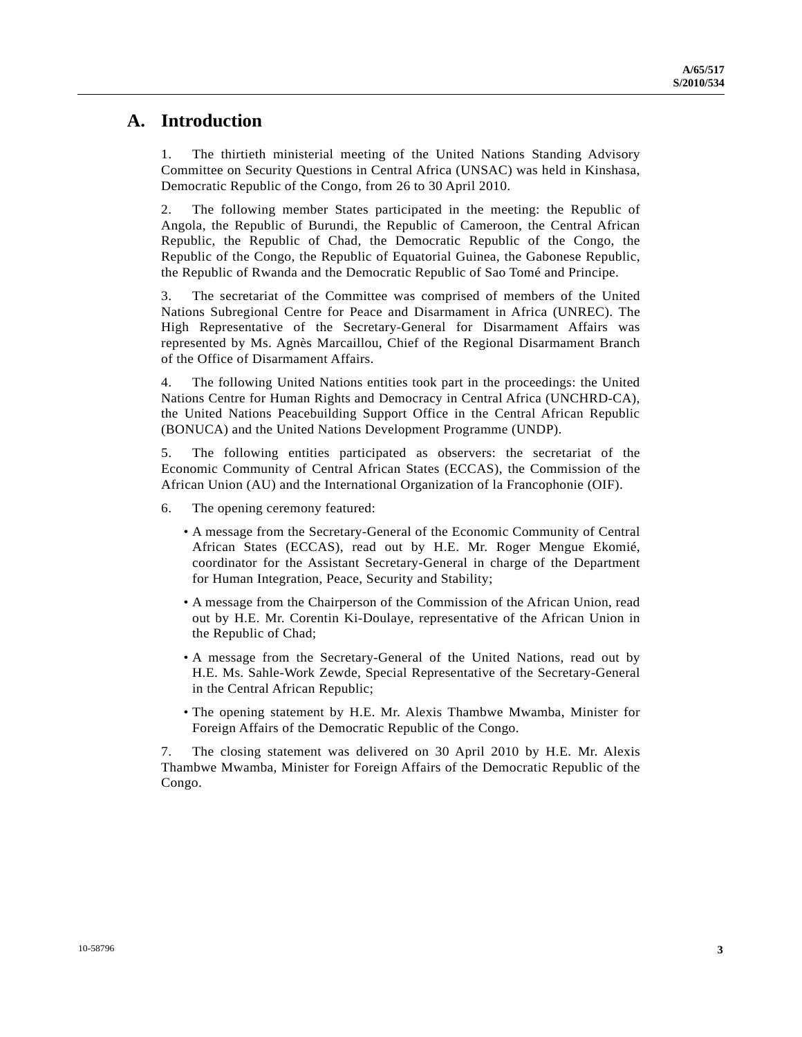## A. Introduction

1. The thirtieth ministerial meeting of the United Nations Standing Advisory Committee on Security Questions in Central Africa (UNSAC) was held in Kinshasa, Democratic Republic of the Congo, from 26 to 30 April 2010.

2. The following member States participated in the meeting: the Republic of Angola, the Republic of Burundi, the Republic of Cameroon, the Central African Republic, the Republic of Chad, the Democratic Republic of the Congo, the Republic of the Congo, the Republic of Equatorial Guinea, the Gabonese Republic, the Republic of Rwanda and the Democratic Republic of Sao Tomé and Principe.

3. The secretariat of the Committee was comprised of members of the United Nations Subregional Centre for Peace and Disarmament in Africa (UNREC). The High Representative of the Secretary-General for Disarmament Affairs was represented by Ms. Agnès Marcaillou, Chief of the Regional Disarmament Branch of the Office of Disarmament Affairs.

4. The following United Nations entities took part in the proceedings: the United Nations Centre for Human Rights and Democracy in Central Africa (UNCHRD-CA), the United Nations Peacebuilding Support Office in the Central African Republic (BONUCA) and the United Nations Development Programme (UNDP).

5. The following entities participated as observers: the secretariat of the Economic Community of Central African States (ECCAS), the Commission of the African Union (AU) and the International Organization of la Francophonie (OIF).

6. The opening ceremony featured:

- A message from the Secretary-General of the Economic Community of Central African States (ECCAS), read out by H.E. Mr. Roger Mengue Ekomié, coordinator for the Assistant Secretary-General in charge of the Department for Human Integration, Peace, Security and Stability;
- A message from the Chairperson of the Commission of the African Union, read out by H.E. Mr. Corentin Ki-Doulaye, representative of the African Union in the Republic of Chad;
- A message from the Secretary-General of the United Nations, read out by H.E. Ms. Sahle-Work Zewde, Special Representative of the Secretary-General in the Central African Republic;
- The opening statement by H.E. Mr. Alexis Thambwe Mwamba, Minister for Foreign Affairs of the Democratic Republic of the Congo.

7. The closing statement was delivered on 30 April 2010 by H.E. Mr. Alexis Thambwe Mwamba, Minister for Foreign Affairs of the Democratic Republic of the Congo.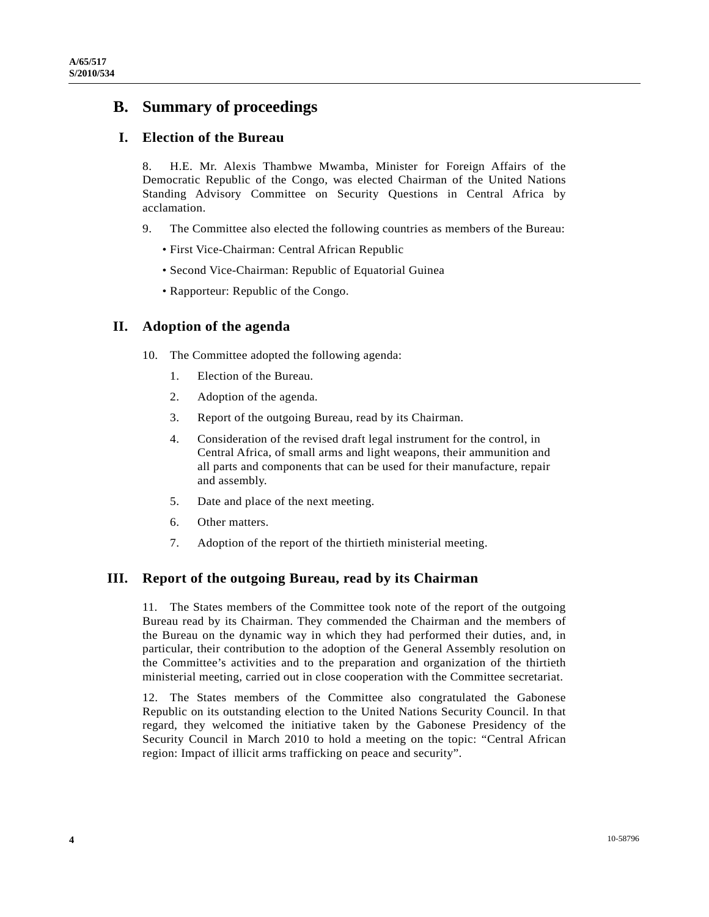## B. Summary of proceedings

### I. Election of the Bureau

8. H.E. Mr. Alexis Thambwe Mwamba, Minister for Foreign Affairs of the Democratic Republic of the Congo, was elected Chairman of the United Nations Standing Advisory Committee on Security Questions in Central Africa by acclamation.

9. The Committee also elected the following countries as members of the Bureau:

- First Vice-Chairman: Central African Republic
- Second Vice-Chairman: Republic of Equatorial Guinea
- Rapporteur: Republic of the Congo.

### II. Adoption of the agenda

10. The Committee adopted the following agenda:

1. Election of the Bureau.
2. Adoption of the agenda.
3. Report of the outgoing Bureau, read by its Chairman.
4. Consideration of the revised draft legal instrument for the control, in Central Africa, of small arms and light weapons, their ammunition and all parts and components that can be used for their manufacture, repair and assembly.
5. Date and place of the next meeting.
6. Other matters.
7. Adoption of the report of the thirtieth ministerial meeting.

### III. Report of the outgoing Bureau, read by its Chairman

11. The States members of the Committee took note of the report of the outgoing Bureau read by its Chairman. They commended the Chairman and the members of the Bureau on the dynamic way in which they had performed their duties, and, in particular, their contribution to the adoption of the General Assembly resolution on the Committee's activities and to the preparation and organization of the thirtieth ministerial meeting, carried out in close cooperation with the Committee secretariat.

12. The States members of the Committee also congratulated the Gabonese Republic on its outstanding election to the United Nations Security Council. In that regard, they welcomed the initiative taken by the Gabonese Presidency of the Security Council in March 2010 to hold a meeting on the topic: "Central African region: Impact of illicit arms trafficking on peace and security".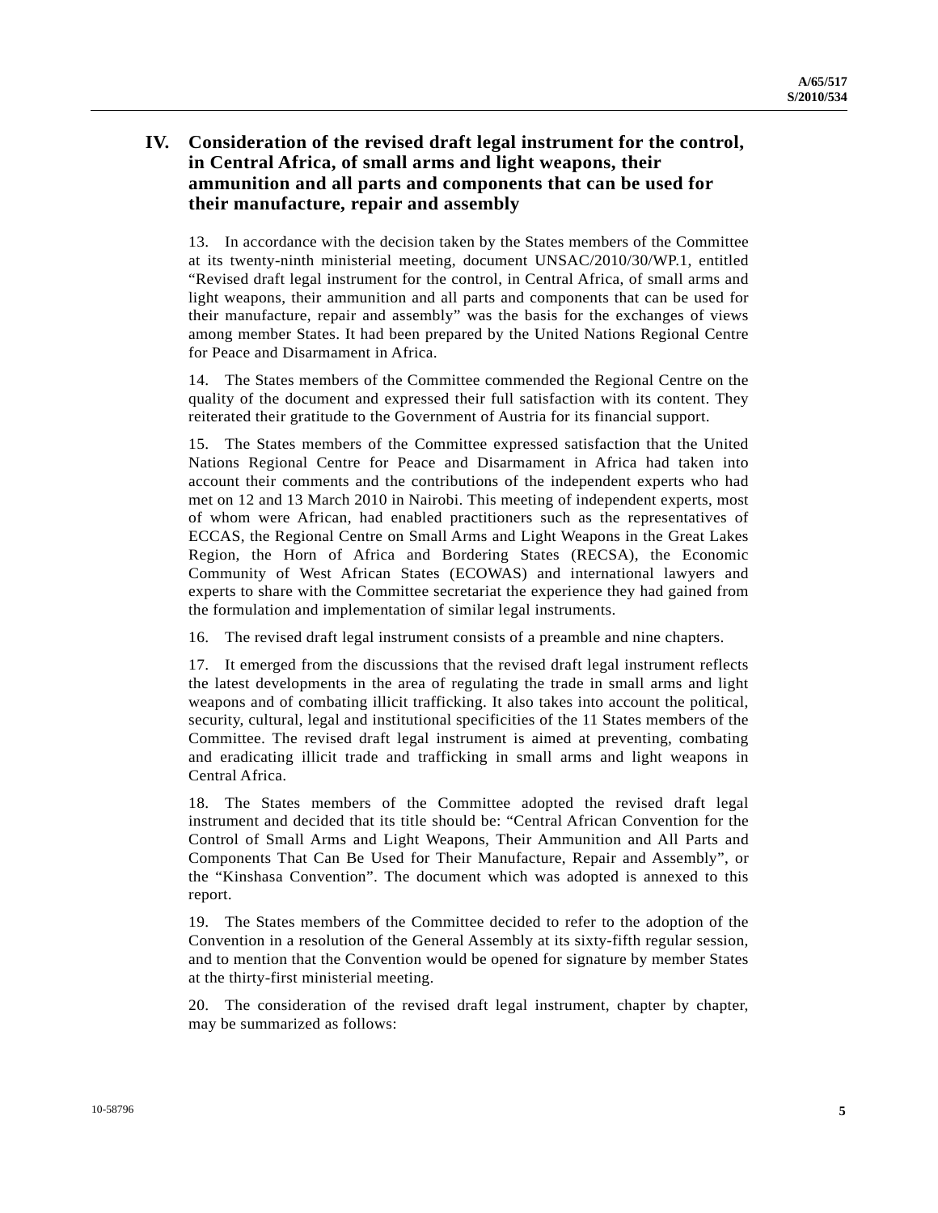## IV. Consideration of the revised draft legal instrument for the control, in Central Africa, of small arms and light weapons, their ammunition and all parts and components that can be used for their manufacture, repair and assembly

13. In accordance with the decision taken by the States members of the Committee at its twenty-ninth ministerial meeting, document UNSAC/2010/30/WP.1, entitled "Revised draft legal instrument for the control, in Central Africa, of small arms and light weapons, their ammunition and all parts and components that can be used for their manufacture, repair and assembly" was the basis for the exchanges of views among member States. It had been prepared by the United Nations Regional Centre for Peace and Disarmament in Africa.

14. The States members of the Committee commended the Regional Centre on the quality of the document and expressed their full satisfaction with its content. They reiterated their gratitude to the Government of Austria for its financial support.

15. The States members of the Committee expressed satisfaction that the United Nations Regional Centre for Peace and Disarmament in Africa had taken into account their comments and the contributions of the independent experts who had met on 12 and 13 March 2010 in Nairobi. This meeting of independent experts, most of whom were African, had enabled practitioners such as the representatives of ECCAS, the Regional Centre on Small Arms and Light Weapons in the Great Lakes Region, the Horn of Africa and Bordering States (RECSA), the Economic Community of West African States (ECOWAS) and international lawyers and experts to share with the Committee secretariat the experience they had gained from the formulation and implementation of similar legal instruments.

16. The revised draft legal instrument consists of a preamble and nine chapters.

17. It emerged from the discussions that the revised draft legal instrument reflects the latest developments in the area of regulating the trade in small arms and light weapons and of combating illicit trafficking. It also takes into account the political, security, cultural, legal and institutional specificities of the 11 States members of the Committee. The revised draft legal instrument is aimed at preventing, combating and eradicating illicit trade and trafficking in small arms and light weapons in Central Africa.

18. The States members of the Committee adopted the revised draft legal instrument and decided that its title should be: "Central African Convention for the Control of Small Arms and Light Weapons, Their Ammunition and All Parts and Components That Can Be Used for Their Manufacture, Repair and Assembly", or the "Kinshasa Convention". The document which was adopted is annexed to this report.

19. The States members of the Committee decided to refer to the adoption of the Convention in a resolution of the General Assembly at its sixty-fifth regular session, and to mention that the Convention would be opened for signature by member States at the thirty-first ministerial meeting.

20. The consideration of the revised draft legal instrument, chapter by chapter, may be summarized as follows: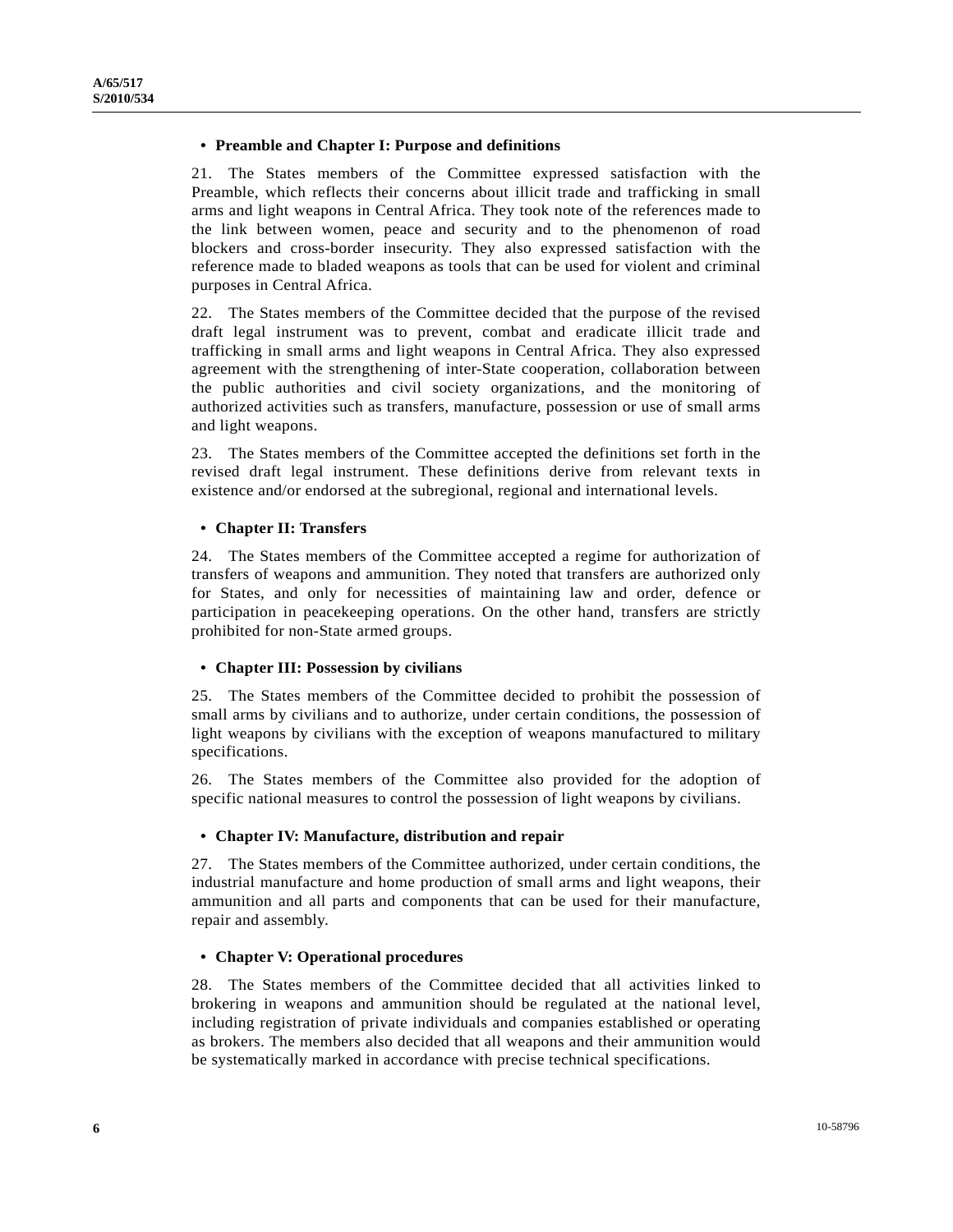- **Preamble and Chapter I: Purpose and definitions**

21. The States members of the Committee expressed satisfaction with the Preamble, which reflects their concerns about illicit trade and trafficking in small arms and light weapons in Central Africa. They took note of the references made to the link between women, peace and security and to the phenomenon of road blockers and cross-border insecurity. They also expressed satisfaction with the reference made to bladed weapons as tools that can be used for violent and criminal purposes in Central Africa.

22. The States members of the Committee decided that the purpose of the revised draft legal instrument was to prevent, combat and eradicate illicit trade and trafficking in small arms and light weapons in Central Africa. They also expressed agreement with the strengthening of inter-State cooperation, collaboration between the public authorities and civil society organizations, and the monitoring of authorized activities such as transfers, manufacture, possession or use of small arms and light weapons.

23. The States members of the Committee accepted the definitions set forth in the revised draft legal instrument. These definitions derive from relevant texts in existence and/or endorsed at the subregional, regional and international levels.

- **Chapter II: Transfers**

24. The States members of the Committee accepted a regime for authorization of transfers of weapons and ammunition. They noted that transfers are authorized only for States, and only for necessities of maintaining law and order, defence or participation in peacekeeping operations. On the other hand, transfers are strictly prohibited for non-State armed groups.

- **Chapter III: Possession by civilians**

25. The States members of the Committee decided to prohibit the possession of small arms by civilians and to authorize, under certain conditions, the possession of light weapons by civilians with the exception of weapons manufactured to military specifications.

26. The States members of the Committee also provided for the adoption of specific national measures to control the possession of light weapons by civilians.

- **Chapter IV: Manufacture, distribution and repair**

27. The States members of the Committee authorized, under certain conditions, the industrial manufacture and home production of small arms and light weapons, their ammunition and all parts and components that can be used for their manufacture, repair and assembly.

- **Chapter V: Operational procedures**

28. The States members of the Committee decided that all activities linked to brokering in weapons and ammunition should be regulated at the national level, including registration of private individuals and companies established or operating as brokers. The members also decided that all weapons and their ammunition would be systematically marked in accordance with precise technical specifications.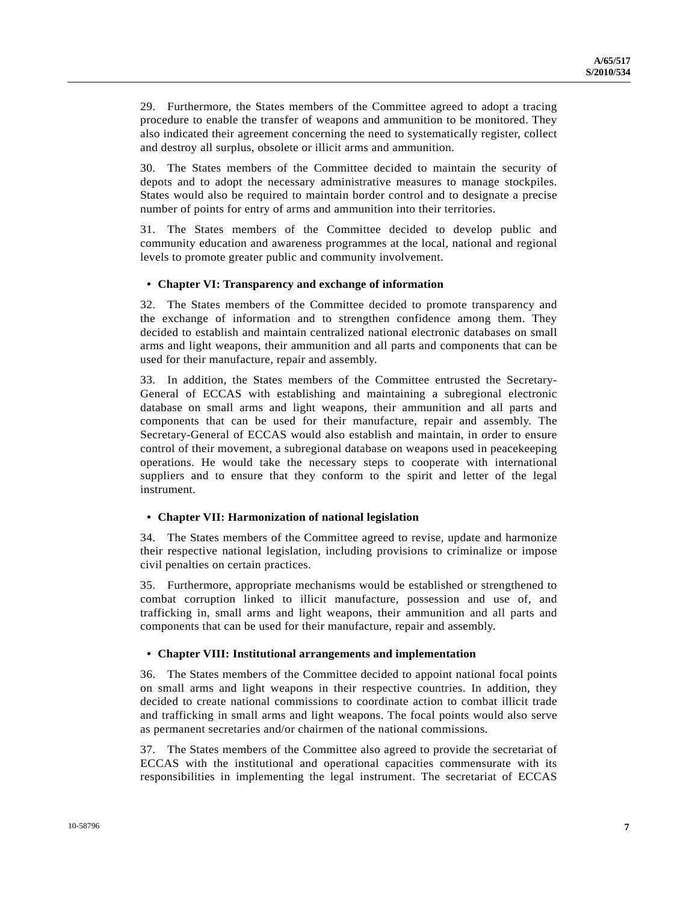29. Furthermore, the States members of the Committee agreed to adopt a tracing procedure to enable the transfer of weapons and ammunition to be monitored. They also indicated their agreement concerning the need to systematically register, collect and destroy all surplus, obsolete or illicit arms and ammunition.

30. The States members of the Committee decided to maintain the security of depots and to adopt the necessary administrative measures to manage stockpiles. States would also be required to maintain border control and to designate a precise number of points for entry of arms and ammunition into their territories.

31. The States members of the Committee decided to develop public and community education and awareness programmes at the local, national and regional levels to promote greater public and community involvement.

- **Chapter VI: Transparency and exchange of information**

32. The States members of the Committee decided to promote transparency and the exchange of information and to strengthen confidence among them. They decided to establish and maintain centralized national electronic databases on small arms and light weapons, their ammunition and all parts and components that can be used for their manufacture, repair and assembly.

33. In addition, the States members of the Committee entrusted the Secretary-General of ECCAS with establishing and maintaining a subregional electronic database on small arms and light weapons, their ammunition and all parts and components that can be used for their manufacture, repair and assembly. The Secretary-General of ECCAS would also establish and maintain, in order to ensure control of their movement, a subregional database on weapons used in peacekeeping operations. He would take the necessary steps to cooperate with international suppliers and to ensure that they conform to the spirit and letter of the legal instrument.

- **Chapter VII: Harmonization of national legislation**

34. The States members of the Committee agreed to revise, update and harmonize their respective national legislation, including provisions to criminalize or impose civil penalties on certain practices.

35. Furthermore, appropriate mechanisms would be established or strengthened to combat corruption linked to illicit manufacture, possession and use of, and trafficking in, small arms and light weapons, their ammunition and all parts and components that can be used for their manufacture, repair and assembly.

- **Chapter VIII: Institutional arrangements and implementation**

36. The States members of the Committee decided to appoint national focal points on small arms and light weapons in their respective countries. In addition, they decided to create national commissions to coordinate action to combat illicit trade and trafficking in small arms and light weapons. The focal points would also serve as permanent secretaries and/or chairmen of the national commissions.

37. The States members of the Committee also agreed to provide the secretariat of ECCAS with the institutional and operational capacities commensurate with its responsibilities in implementing the legal instrument. The secretariat of ECCAS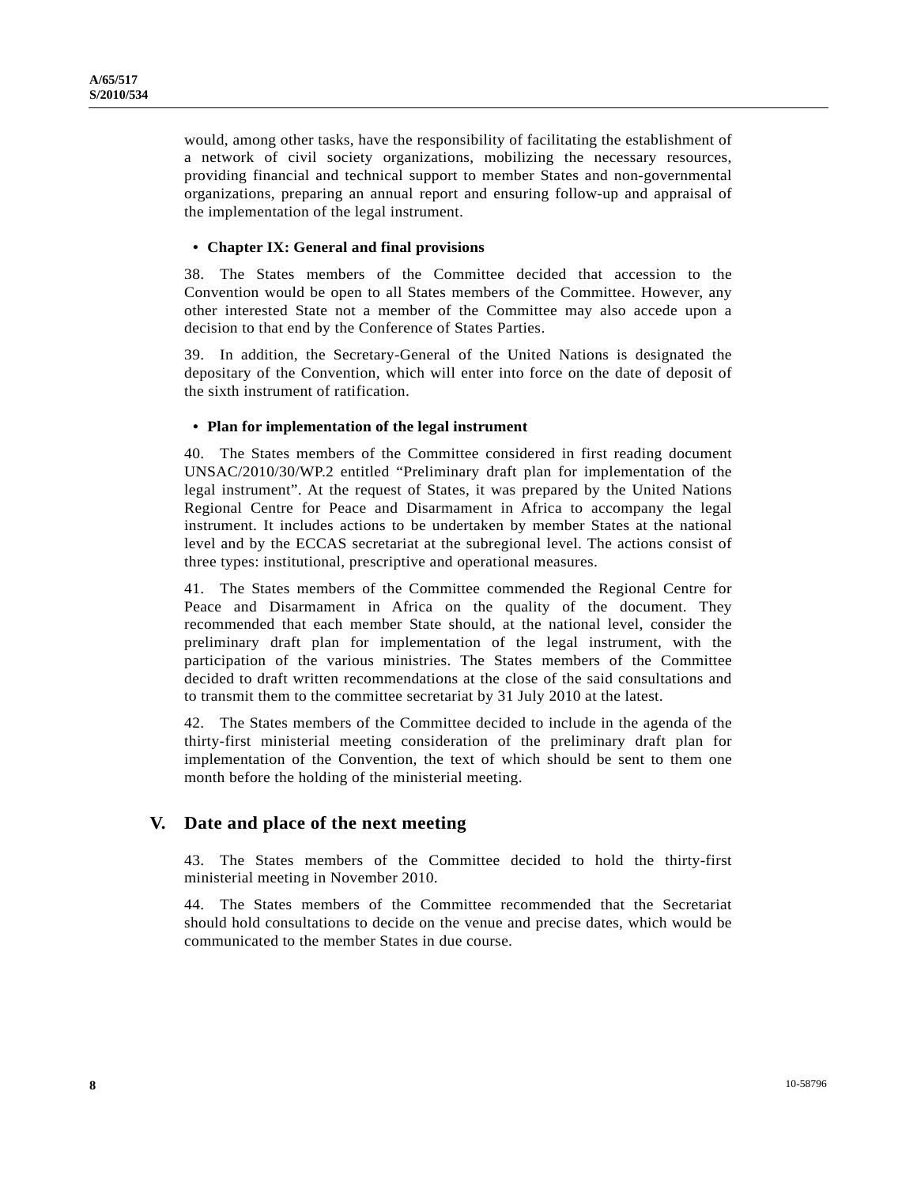would, among other tasks, have the responsibility of facilitating the establishment of a network of civil society organizations, mobilizing the necessary resources, providing financial and technical support to member States and non-governmental organizations, preparing an annual report and ensuring follow-up and appraisal of the implementation of the legal instrument.

- **Chapter IX: General and final provisions**

38. The States members of the Committee decided that accession to the Convention would be open to all States members of the Committee. However, any other interested State not a member of the Committee may also accede upon a decision to that end by the Conference of States Parties.

39. In addition, the Secretary-General of the United Nations is designated the depositary of the Convention, which will enter into force on the date of deposit of the sixth instrument of ratification.

- **Plan for implementation of the legal instrument**

40. The States members of the Committee considered in first reading document UNSAC/2010/30/WP.2 entitled "Preliminary draft plan for implementation of the legal instrument". At the request of States, it was prepared by the United Nations Regional Centre for Peace and Disarmament in Africa to accompany the legal instrument. It includes actions to be undertaken by member States at the national level and by the ECCAS secretariat at the subregional level. The actions consist of three types: institutional, prescriptive and operational measures.

41. The States members of the Committee commended the Regional Centre for Peace and Disarmament in Africa on the quality of the document. They recommended that each member State should, at the national level, consider the preliminary draft plan for implementation of the legal instrument, with the participation of the various ministries. The States members of the Committee decided to draft written recommendations at the close of the said consultations and to transmit them to the committee secretariat by 31 July 2010 at the latest.

42. The States members of the Committee decided to include in the agenda of the thirty-first ministerial meeting consideration of the preliminary draft plan for implementation of the Convention, the text of which should be sent to them one month before the holding of the ministerial meeting.

## V. Date and place of the next meeting

43. The States members of the Committee decided to hold the thirty-first ministerial meeting in November 2010.

44. The States members of the Committee recommended that the Secretariat should hold consultations to decide on the venue and precise dates, which would be communicated to the member States in due course.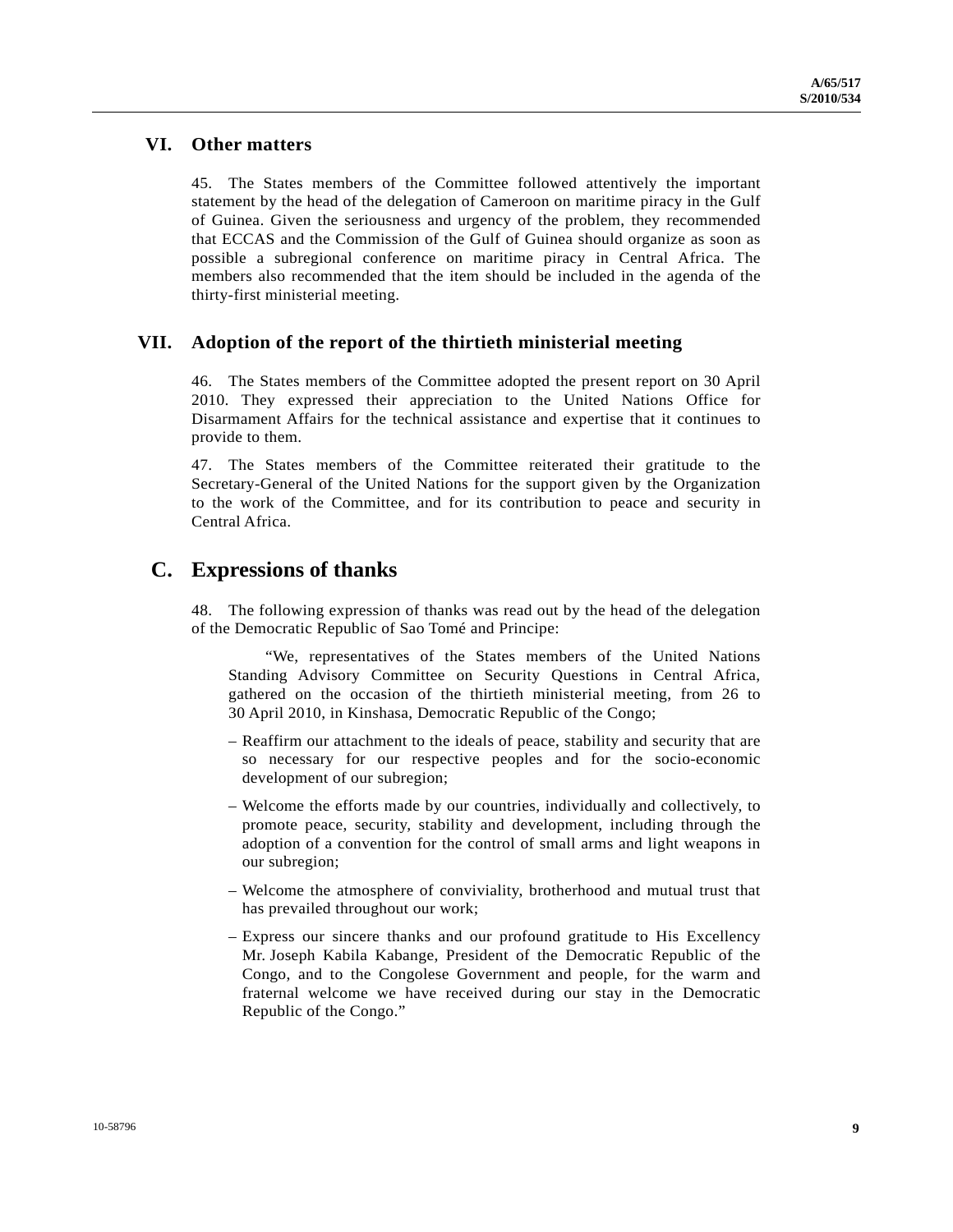## VI. Other matters

45. The States members of the Committee followed attentively the important statement by the head of the delegation of Cameroon on maritime piracy in the Gulf of Guinea. Given the seriousness and urgency of the problem, they recommended that ECCAS and the Commission of the Gulf of Guinea should organize as soon as possible a subregional conference on maritime piracy in Central Africa. The members also recommended that the item should be included in the agenda of the thirty-first ministerial meeting.

## VII. Adoption of the report of the thirtieth ministerial meeting

46. The States members of the Committee adopted the present report on 30 April 2010. They expressed their appreciation to the United Nations Office for Disarmament Affairs for the technical assistance and expertise that it continues to provide to them.

47. The States members of the Committee reiterated their gratitude to the Secretary-General of the United Nations for the support given by the Organization to the work of the Committee, and for its contribution to peace and security in Central Africa.

# C. Expressions of thanks

48. The following expression of thanks was read out by the head of the delegation of the Democratic Republic of Sao Tomé and Principe:

> "We, representatives of the States members of the United Nations Standing Advisory Committee on Security Questions in Central Africa, gathered on the occasion of the thirtieth ministerial meeting, from 26 to 30 April 2010, in Kinshasa, Democratic Republic of the Congo;
>
> – Reaffirm our attachment to the ideals of peace, stability and security that are so necessary for our respective peoples and for the socio-economic development of our subregion;
>
> – Welcome the efforts made by our countries, individually and collectively, to promote peace, security, stability and development, including through the adoption of a convention for the control of small arms and light weapons in our subregion;
>
> – Welcome the atmosphere of conviviality, brotherhood and mutual trust that has prevailed throughout our work;
>
> – Express our sincere thanks and our profound gratitude to His Excellency Mr. Joseph Kabila Kabange, President of the Democratic Republic of the Congo, and to the Congolese Government and people, for the warm and fraternal welcome we have received during our stay in the Democratic Republic of the Congo."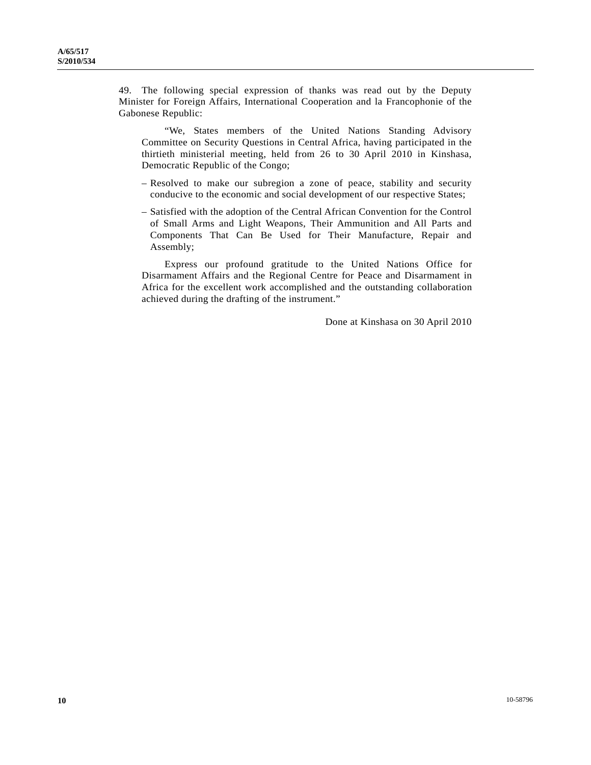49. The following special expression of thanks was read out by the Deputy Minister for Foreign Affairs, International Cooperation and la Francophonie of the Gabonese Republic:

> "We, States members of the United Nations Standing Advisory Committee on Security Questions in Central Africa, having participated in the thirtieth ministerial meeting, held from 26 to 30 April 2010 in Kinshasa, Democratic Republic of the Congo;
>
> – Resolved to make our subregion a zone of peace, stability and security conducive to the economic and social development of our respective States;
>
> – Satisfied with the adoption of the Central African Convention for the Control of Small Arms and Light Weapons, Their Ammunition and All Parts and Components That Can Be Used for Their Manufacture, Repair and Assembly;
>
> Express our profound gratitude to the United Nations Office for Disarmament Affairs and the Regional Centre for Peace and Disarmament in Africa for the excellent work accomplished and the outstanding collaboration achieved during the drafting of the instrument."

Done at Kinshasa on 30 April 2010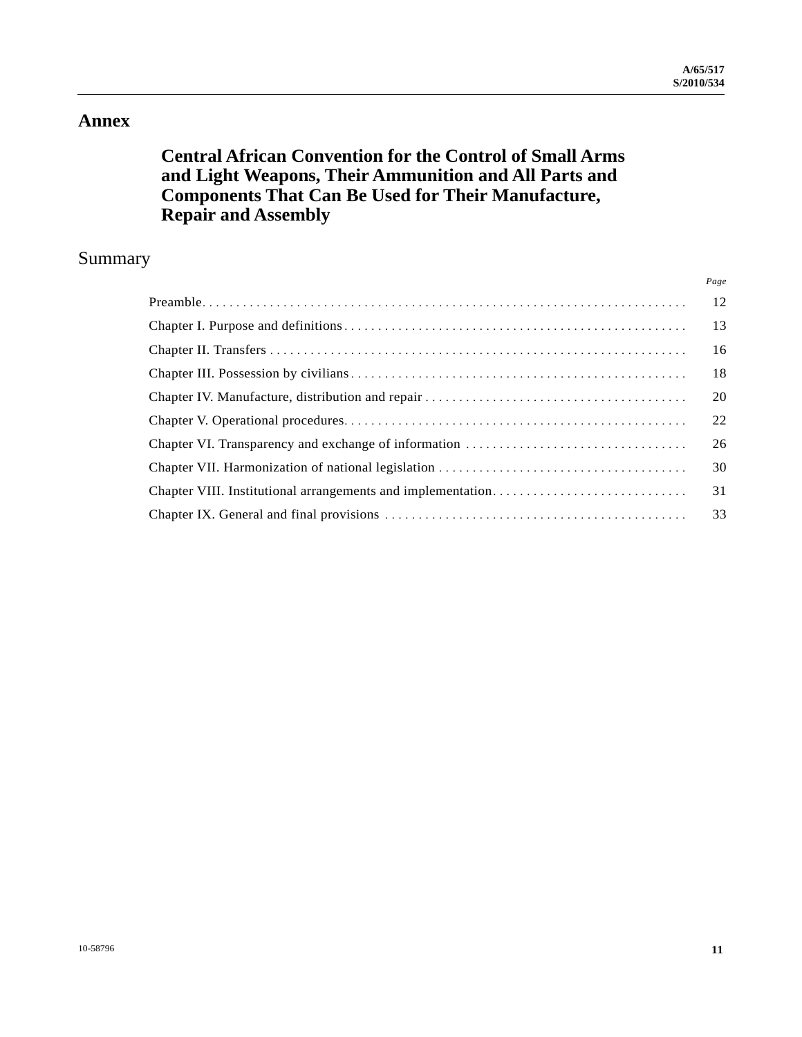# Annex

## Central African Convention for the Control of Small Arms and Light Weapons, Their Ammunition and All Parts and Components That Can Be Used for Their Manufacture, Repair and Assembly

## Summary

| | *Page* |
|---|---|
| Preamble | 12 |
| Chapter I. Purpose and definitions | 13 |
| Chapter II. Transfers | 16 |
| Chapter III. Possession by civilians | 18 |
| Chapter IV. Manufacture, distribution and repair | 20 |
| Chapter V. Operational procedures | 22 |
| Chapter VI. Transparency and exchange of information | 26 |
| Chapter VII. Harmonization of national legislation | 30 |
| Chapter VIII. Institutional arrangements and implementation | 31 |
| Chapter IX. General and final provisions | 33 |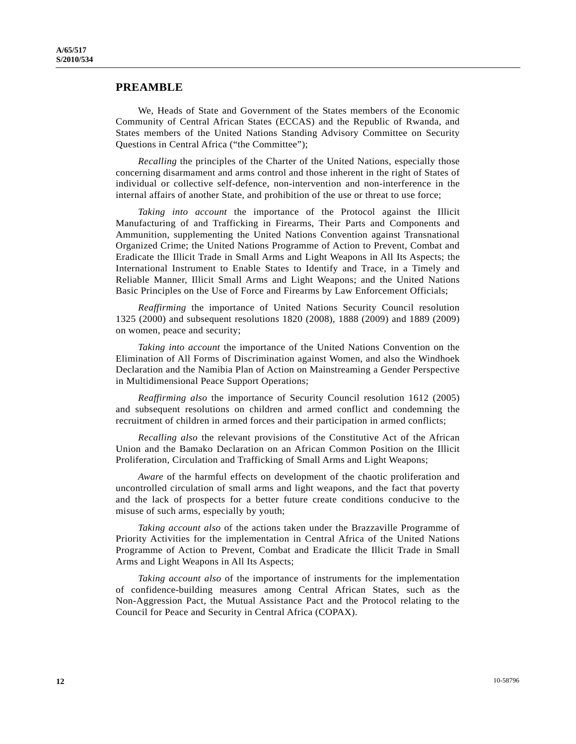## PREAMBLE

We, Heads of State and Government of the States members of the Economic Community of Central African States (ECCAS) and the Republic of Rwanda, and States members of the United Nations Standing Advisory Committee on Security Questions in Central Africa ("the Committee");

*Recalling* the principles of the Charter of the United Nations, especially those concerning disarmament and arms control and those inherent in the right of States of individual or collective self-defence, non-intervention and non-interference in the internal affairs of another State, and prohibition of the use or threat to use force;

*Taking into account* the importance of the Protocol against the Illicit Manufacturing of and Trafficking in Firearms, Their Parts and Components and Ammunition, supplementing the United Nations Convention against Transnational Organized Crime; the United Nations Programme of Action to Prevent, Combat and Eradicate the Illicit Trade in Small Arms and Light Weapons in All Its Aspects; the International Instrument to Enable States to Identify and Trace, in a Timely and Reliable Manner, Illicit Small Arms and Light Weapons; and the United Nations Basic Principles on the Use of Force and Firearms by Law Enforcement Officials;

*Reaffirming* the importance of United Nations Security Council resolution 1325 (2000) and subsequent resolutions 1820 (2008), 1888 (2009) and 1889 (2009) on women, peace and security;

*Taking into account* the importance of the United Nations Convention on the Elimination of All Forms of Discrimination against Women, and also the Windhoek Declaration and the Namibia Plan of Action on Mainstreaming a Gender Perspective in Multidimensional Peace Support Operations;

*Reaffirming also* the importance of Security Council resolution 1612 (2005) and subsequent resolutions on children and armed conflict and condemning the recruitment of children in armed forces and their participation in armed conflicts;

*Recalling also* the relevant provisions of the Constitutive Act of the African Union and the Bamako Declaration on an African Common Position on the Illicit Proliferation, Circulation and Trafficking of Small Arms and Light Weapons;

*Aware* of the harmful effects on development of the chaotic proliferation and uncontrolled circulation of small arms and light weapons, and the fact that poverty and the lack of prospects for a better future create conditions conducive to the misuse of such arms, especially by youth;

*Taking account also* of the actions taken under the Brazzaville Programme of Priority Activities for the implementation in Central Africa of the United Nations Programme of Action to Prevent, Combat and Eradicate the Illicit Trade in Small Arms and Light Weapons in All Its Aspects;

*Taking account also* of the importance of instruments for the implementation of confidence-building measures among Central African States, such as the Non-Aggression Pact, the Mutual Assistance Pact and the Protocol relating to the Council for Peace and Security in Central Africa (COPAX).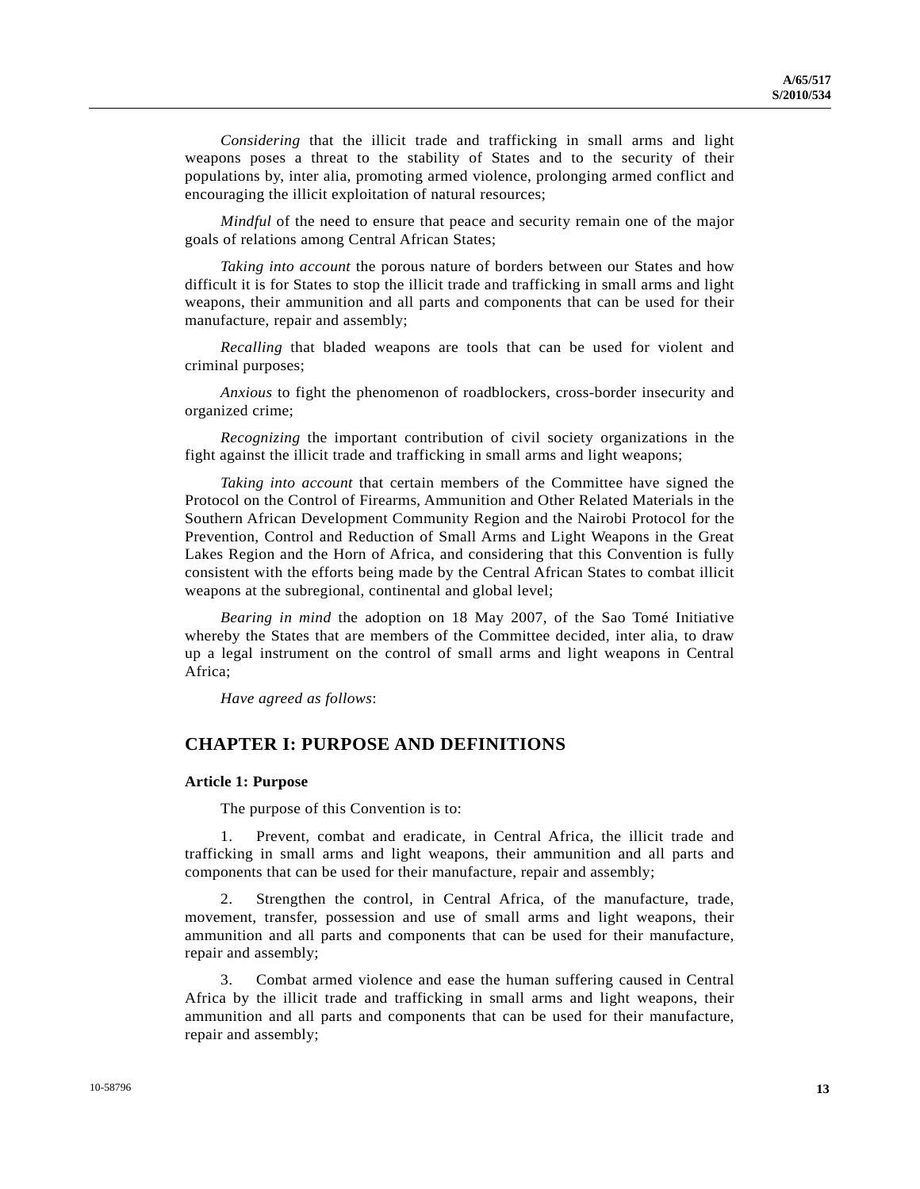*Considering* that the illicit trade and trafficking in small arms and light weapons poses a threat to the stability of States and to the security of their populations by, inter alia, promoting armed violence, prolonging armed conflict and encouraging the illicit exploitation of natural resources;

*Mindful* of the need to ensure that peace and security remain one of the major goals of relations among Central African States;

*Taking into account* the porous nature of borders between our States and how difficult it is for States to stop the illicit trade and trafficking in small arms and light weapons, their ammunition and all parts and components that can be used for their manufacture, repair and assembly;

*Recalling* that bladed weapons are tools that can be used for violent and criminal purposes;

*Anxious* to fight the phenomenon of roadblockers, cross-border insecurity and organized crime;

*Recognizing* the important contribution of civil society organizations in the fight against the illicit trade and trafficking in small arms and light weapons;

*Taking into account* that certain members of the Committee have signed the Protocol on the Control of Firearms, Ammunition and Other Related Materials in the Southern African Development Community Region and the Nairobi Protocol for the Prevention, Control and Reduction of Small Arms and Light Weapons in the Great Lakes Region and the Horn of Africa, and considering that this Convention is fully consistent with the efforts being made by the Central African States to combat illicit weapons at the subregional, continental and global level;

*Bearing in mind* the adoption on 18 May 2007, of the Sao Tomé Initiative whereby the States that are members of the Committee decided, inter alia, to draw up a legal instrument on the control of small arms and light weapons in Central Africa;

*Have agreed as follows*:

## CHAPTER I: PURPOSE AND DEFINITIONS

### Article 1: Purpose

The purpose of this Convention is to:

1. Prevent, combat and eradicate, in Central Africa, the illicit trade and trafficking in small arms and light weapons, their ammunition and all parts and components that can be used for their manufacture, repair and assembly;

2. Strengthen the control, in Central Africa, of the manufacture, trade, movement, transfer, possession and use of small arms and light weapons, their ammunition and all parts and components that can be used for their manufacture, repair and assembly;

3. Combat armed violence and ease the human suffering caused in Central Africa by the illicit trade and trafficking in small arms and light weapons, their ammunition and all parts and components that can be used for their manufacture, repair and assembly;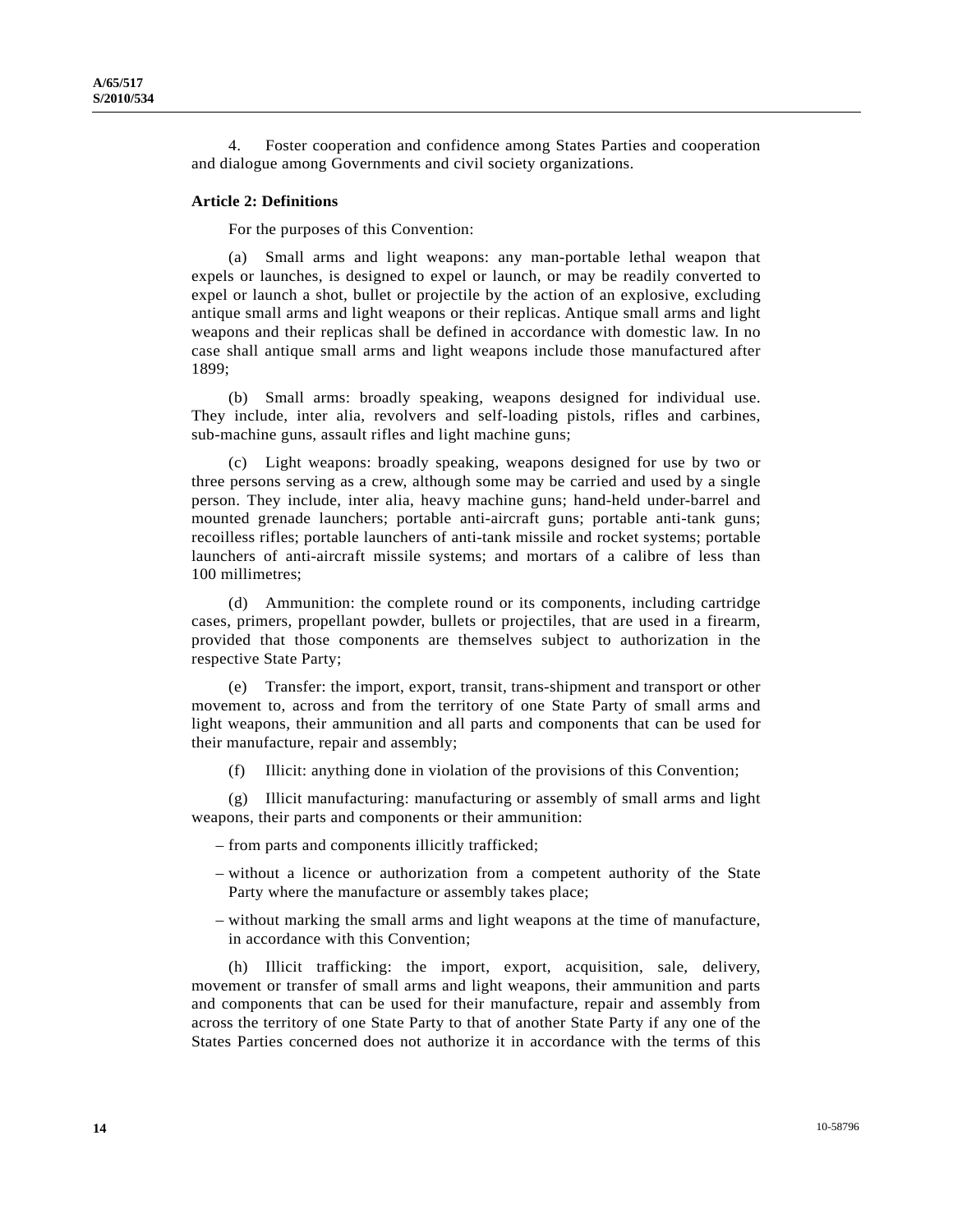4. Foster cooperation and confidence among States Parties and cooperation and dialogue among Governments and civil society organizations.

**Article 2: Definitions**

For the purposes of this Convention:

(a) Small arms and light weapons: any man-portable lethal weapon that expels or launches, is designed to expel or launch, or may be readily converted to expel or launch a shot, bullet or projectile by the action of an explosive, excluding antique small arms and light weapons or their replicas. Antique small arms and light weapons and their replicas shall be defined in accordance with domestic law. In no case shall antique small arms and light weapons include those manufactured after 1899;

(b) Small arms: broadly speaking, weapons designed for individual use. They include, inter alia, revolvers and self-loading pistols, rifles and carbines, sub-machine guns, assault rifles and light machine guns;

(c) Light weapons: broadly speaking, weapons designed for use by two or three persons serving as a crew, although some may be carried and used by a single person. They include, inter alia, heavy machine guns; hand-held under-barrel and mounted grenade launchers; portable anti-aircraft guns; portable anti-tank guns; recoilless rifles; portable launchers of anti-tank missile and rocket systems; portable launchers of anti-aircraft missile systems; and mortars of a calibre of less than 100 millimetres;

(d) Ammunition: the complete round or its components, including cartridge cases, primers, propellant powder, bullets or projectiles, that are used in a firearm, provided that those components are themselves subject to authorization in the respective State Party;

(e) Transfer: the import, export, transit, trans-shipment and transport or other movement to, across and from the territory of one State Party of small arms and light weapons, their ammunition and all parts and components that can be used for their manufacture, repair and assembly;

(f) Illicit: anything done in violation of the provisions of this Convention;

(g) Illicit manufacturing: manufacturing or assembly of small arms and light weapons, their parts and components or their ammunition:

– from parts and components illicitly trafficked;

– without a licence or authorization from a competent authority of the State Party where the manufacture or assembly takes place;

– without marking the small arms and light weapons at the time of manufacture, in accordance with this Convention;

(h) Illicit trafficking: the import, export, acquisition, sale, delivery, movement or transfer of small arms and light weapons, their ammunition and parts and components that can be used for their manufacture, repair and assembly from across the territory of one State Party to that of another State Party if any one of the States Parties concerned does not authorize it in accordance with the terms of this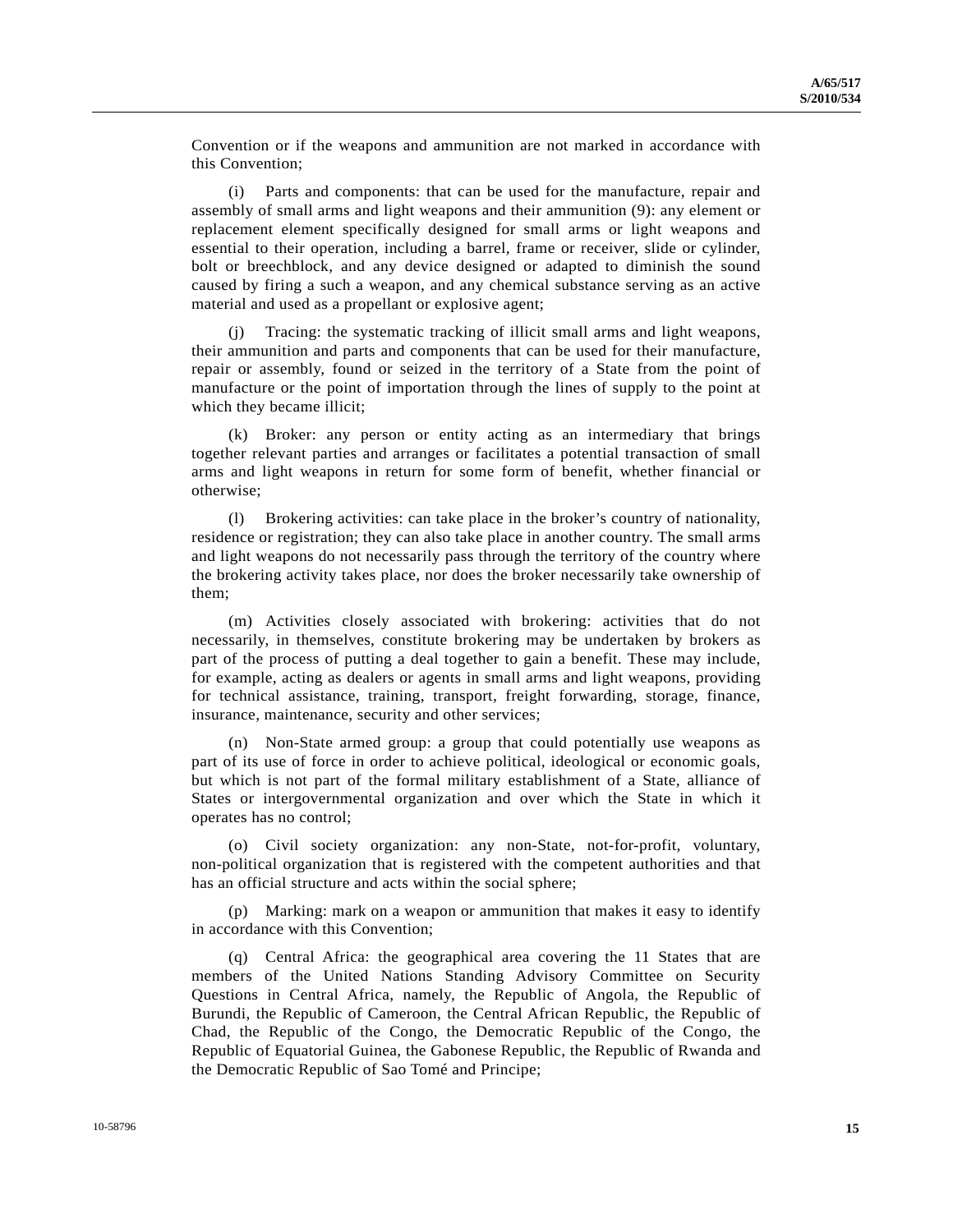Convention or if the weapons and ammunition are not marked in accordance with this Convention;

(i) Parts and components: that can be used for the manufacture, repair and assembly of small arms and light weapons and their ammunition (9): any element or replacement element specifically designed for small arms or light weapons and essential to their operation, including a barrel, frame or receiver, slide or cylinder, bolt or breechblock, and any device designed or adapted to diminish the sound caused by firing a such a weapon, and any chemical substance serving as an active material and used as a propellant or explosive agent;

(j) Tracing: the systematic tracking of illicit small arms and light weapons, their ammunition and parts and components that can be used for their manufacture, repair or assembly, found or seized in the territory of a State from the point of manufacture or the point of importation through the lines of supply to the point at which they became illicit;

(k) Broker: any person or entity acting as an intermediary that brings together relevant parties and arranges or facilitates a potential transaction of small arms and light weapons in return for some form of benefit, whether financial or otherwise;

(l) Brokering activities: can take place in the broker's country of nationality, residence or registration; they can also take place in another country. The small arms and light weapons do not necessarily pass through the territory of the country where the brokering activity takes place, nor does the broker necessarily take ownership of them;

(m) Activities closely associated with brokering: activities that do not necessarily, in themselves, constitute brokering may be undertaken by brokers as part of the process of putting a deal together to gain a benefit. These may include, for example, acting as dealers or agents in small arms and light weapons, providing for technical assistance, training, transport, freight forwarding, storage, finance, insurance, maintenance, security and other services;

(n) Non-State armed group: a group that could potentially use weapons as part of its use of force in order to achieve political, ideological or economic goals, but which is not part of the formal military establishment of a State, alliance of States or intergovernmental organization and over which the State in which it operates has no control;

(o) Civil society organization: any non-State, not-for-profit, voluntary, non-political organization that is registered with the competent authorities and that has an official structure and acts within the social sphere;

(p) Marking: mark on a weapon or ammunition that makes it easy to identify in accordance with this Convention;

(q) Central Africa: the geographical area covering the 11 States that are members of the United Nations Standing Advisory Committee on Security Questions in Central Africa, namely, the Republic of Angola, the Republic of Burundi, the Republic of Cameroon, the Central African Republic, the Republic of Chad, the Republic of the Congo, the Democratic Republic of the Congo, the Republic of Equatorial Guinea, the Gabonese Republic, the Republic of Rwanda and the Democratic Republic of Sao Tomé and Principe;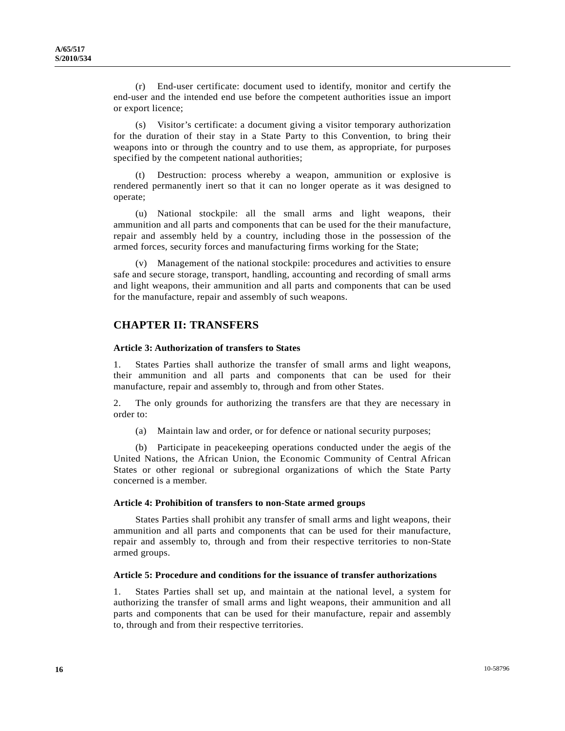(r) End-user certificate: document used to identify, monitor and certify the end-user and the intended end use before the competent authorities issue an import or export licence;

(s) Visitor's certificate: a document giving a visitor temporary authorization for the duration of their stay in a State Party to this Convention, to bring their weapons into or through the country and to use them, as appropriate, for purposes specified by the competent national authorities;

(t) Destruction: process whereby a weapon, ammunition or explosive is rendered permanently inert so that it can no longer operate as it was designed to operate;

(u) National stockpile: all the small arms and light weapons, their ammunition and all parts and components that can be used for the their manufacture, repair and assembly held by a country, including those in the possession of the armed forces, security forces and manufacturing firms working for the State;

(v) Management of the national stockpile: procedures and activities to ensure safe and secure storage, transport, handling, accounting and recording of small arms and light weapons, their ammunition and all parts and components that can be used for the manufacture, repair and assembly of such weapons.

## CHAPTER II: TRANSFERS

### Article 3: Authorization of transfers to States

1. States Parties shall authorize the transfer of small arms and light weapons, their ammunition and all parts and components that can be used for their manufacture, repair and assembly to, through and from other States.

2. The only grounds for authorizing the transfers are that they are necessary in order to:

(a) Maintain law and order, or for defence or national security purposes;

(b) Participate in peacekeeping operations conducted under the aegis of the United Nations, the African Union, the Economic Community of Central African States or other regional or subregional organizations of which the State Party concerned is a member.

### Article 4: Prohibition of transfers to non-State armed groups

States Parties shall prohibit any transfer of small arms and light weapons, their ammunition and all parts and components that can be used for their manufacture, repair and assembly to, through and from their respective territories to non-State armed groups.

### Article 5: Procedure and conditions for the issuance of transfer authorizations

1. States Parties shall set up, and maintain at the national level, a system for authorizing the transfer of small arms and light weapons, their ammunition and all parts and components that can be used for their manufacture, repair and assembly to, through and from their respective territories.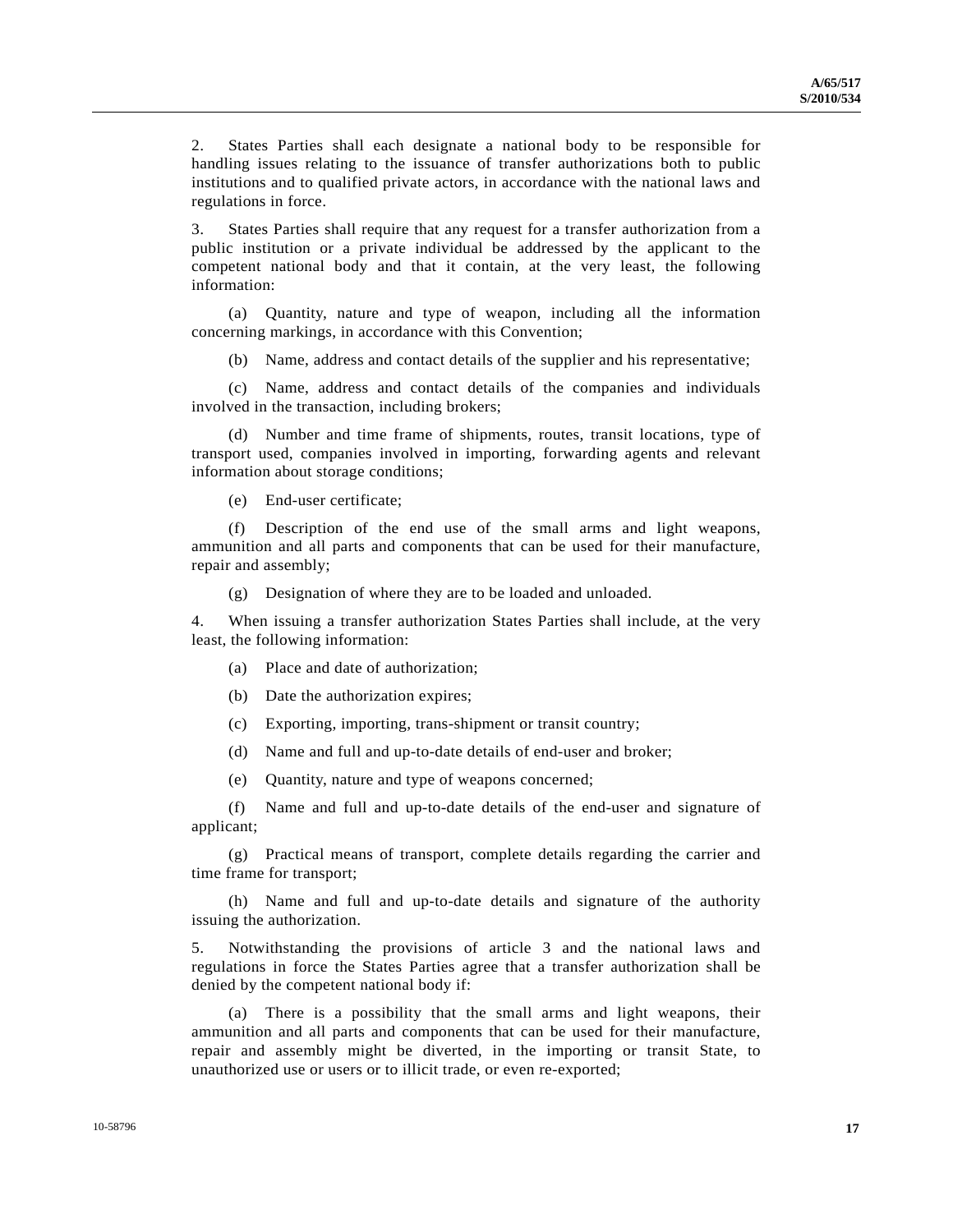2. States Parties shall each designate a national body to be responsible for handling issues relating to the issuance of transfer authorizations both to public institutions and to qualified private actors, in accordance with the national laws and regulations in force.

3. States Parties shall require that any request for a transfer authorization from a public institution or a private individual be addressed by the applicant to the competent national body and that it contain, at the very least, the following information:

(a) Quantity, nature and type of weapon, including all the information concerning markings, in accordance with this Convention;

(b) Name, address and contact details of the supplier and his representative;

(c) Name, address and contact details of the companies and individuals involved in the transaction, including brokers;

(d) Number and time frame of shipments, routes, transit locations, type of transport used, companies involved in importing, forwarding agents and relevant information about storage conditions;

(e) End-user certificate;

(f) Description of the end use of the small arms and light weapons, ammunition and all parts and components that can be used for their manufacture, repair and assembly;

(g) Designation of where they are to be loaded and unloaded.

4. When issuing a transfer authorization States Parties shall include, at the very least, the following information:

(a) Place and date of authorization;

(b) Date the authorization expires;

(c) Exporting, importing, trans-shipment or transit country;

(d) Name and full and up-to-date details of end-user and broker;

(e) Quantity, nature and type of weapons concerned;

(f) Name and full and up-to-date details of the end-user and signature of applicant;

(g) Practical means of transport, complete details regarding the carrier and time frame for transport;

(h) Name and full and up-to-date details and signature of the authority issuing the authorization.

5. Notwithstanding the provisions of article 3 and the national laws and regulations in force the States Parties agree that a transfer authorization shall be denied by the competent national body if:

(a) There is a possibility that the small arms and light weapons, their ammunition and all parts and components that can be used for their manufacture, repair and assembly might be diverted, in the importing or transit State, to unauthorized use or users or to illicit trade, or even re-exported;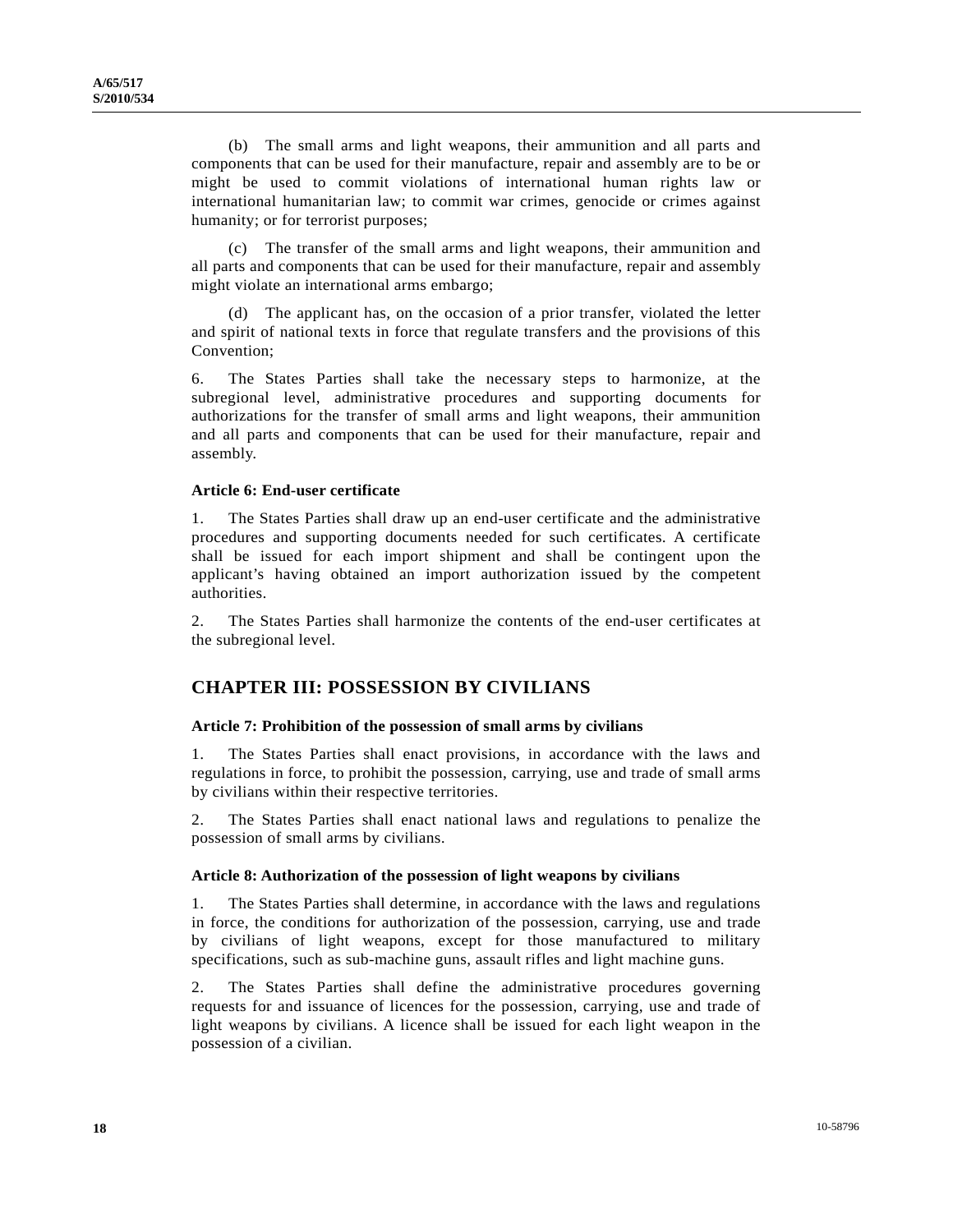(b) The small arms and light weapons, their ammunition and all parts and components that can be used for their manufacture, repair and assembly are to be or might be used to commit violations of international human rights law or international humanitarian law; to commit war crimes, genocide or crimes against humanity; or for terrorist purposes;

(c) The transfer of the small arms and light weapons, their ammunition and all parts and components that can be used for their manufacture, repair and assembly might violate an international arms embargo;

(d) The applicant has, on the occasion of a prior transfer, violated the letter and spirit of national texts in force that regulate transfers and the provisions of this Convention;

6. The States Parties shall take the necessary steps to harmonize, at the subregional level, administrative procedures and supporting documents for authorizations for the transfer of small arms and light weapons, their ammunition and all parts and components that can be used for their manufacture, repair and assembly.

#### Article 6: End-user certificate

1. The States Parties shall draw up an end-user certificate and the administrative procedures and supporting documents needed for such certificates. A certificate shall be issued for each import shipment and shall be contingent upon the applicant's having obtained an import authorization issued by the competent authorities.

2. The States Parties shall harmonize the contents of the end-user certificates at the subregional level.

## CHAPTER III: POSSESSION BY CIVILIANS

#### Article 7: Prohibition of the possession of small arms by civilians

1. The States Parties shall enact provisions, in accordance with the laws and regulations in force, to prohibit the possession, carrying, use and trade of small arms by civilians within their respective territories.

2. The States Parties shall enact national laws and regulations to penalize the possession of small arms by civilians.

#### Article 8: Authorization of the possession of light weapons by civilians

1. The States Parties shall determine, in accordance with the laws and regulations in force, the conditions for authorization of the possession, carrying, use and trade by civilians of light weapons, except for those manufactured to military specifications, such as sub-machine guns, assault rifles and light machine guns.

2. The States Parties shall define the administrative procedures governing requests for and issuance of licences for the possession, carrying, use and trade of light weapons by civilians. A licence shall be issued for each light weapon in the possession of a civilian.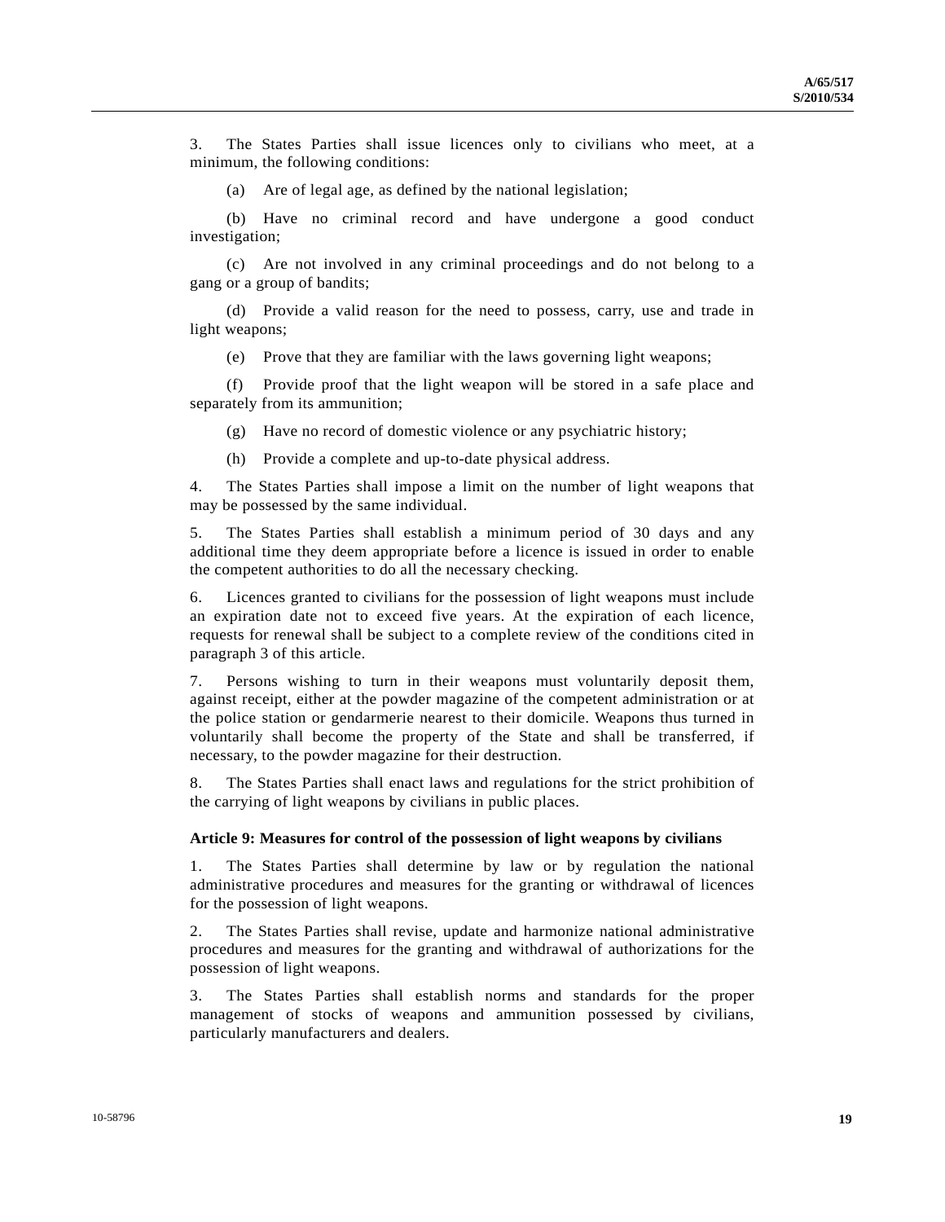3. The States Parties shall issue licences only to civilians who meet, at a minimum, the following conditions:

(a) Are of legal age, as defined by the national legislation;

(b) Have no criminal record and have undergone a good conduct investigation;

(c) Are not involved in any criminal proceedings and do not belong to a gang or a group of bandits;

(d) Provide a valid reason for the need to possess, carry, use and trade in light weapons;

(e) Prove that they are familiar with the laws governing light weapons;

(f) Provide proof that the light weapon will be stored in a safe place and separately from its ammunition;

(g) Have no record of domestic violence or any psychiatric history;

(h) Provide a complete and up-to-date physical address.

4. The States Parties shall impose a limit on the number of light weapons that may be possessed by the same individual.

5. The States Parties shall establish a minimum period of 30 days and any additional time they deem appropriate before a licence is issued in order to enable the competent authorities to do all the necessary checking.

6. Licences granted to civilians for the possession of light weapons must include an expiration date not to exceed five years. At the expiration of each licence, requests for renewal shall be subject to a complete review of the conditions cited in paragraph 3 of this article.

7. Persons wishing to turn in their weapons must voluntarily deposit them, against receipt, either at the powder magazine of the competent administration or at the police station or gendarmerie nearest to their domicile. Weapons thus turned in voluntarily shall become the property of the State and shall be transferred, if necessary, to the powder magazine for their destruction.

8. The States Parties shall enact laws and regulations for the strict prohibition of the carrying of light weapons by civilians in public places.

**Article 9: Measures for control of the possession of light weapons by civilians**

1. The States Parties shall determine by law or by regulation the national administrative procedures and measures for the granting or withdrawal of licences for the possession of light weapons.

2. The States Parties shall revise, update and harmonize national administrative procedures and measures for the granting and withdrawal of authorizations for the possession of light weapons.

3. The States Parties shall establish norms and standards for the proper management of stocks of weapons and ammunition possessed by civilians, particularly manufacturers and dealers.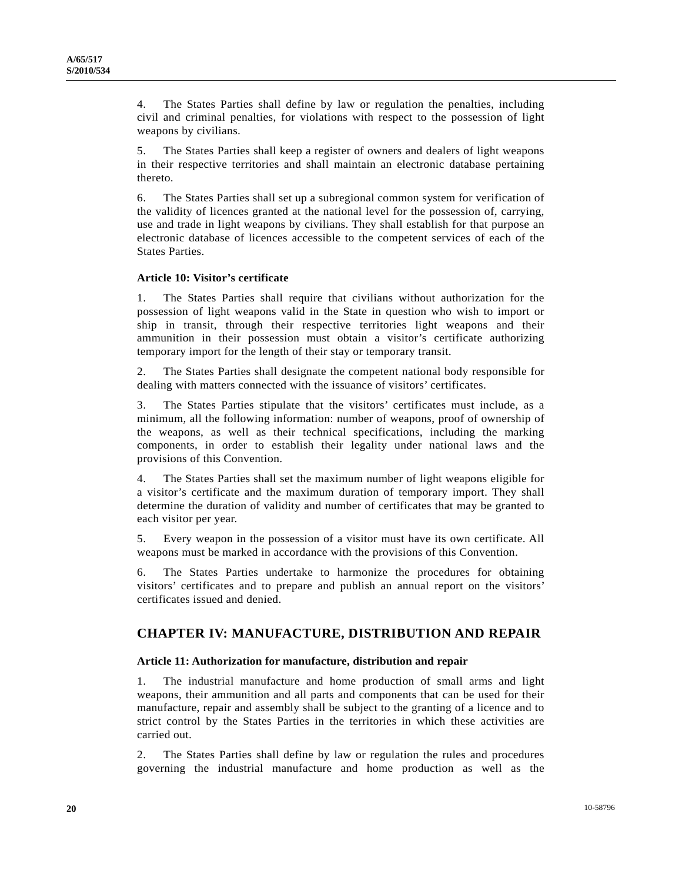4. The States Parties shall define by law or regulation the penalties, including civil and criminal penalties, for violations with respect to the possession of light weapons by civilians.

5. The States Parties shall keep a register of owners and dealers of light weapons in their respective territories and shall maintain an electronic database pertaining thereto.

6. The States Parties shall set up a subregional common system for verification of the validity of licences granted at the national level for the possession of, carrying, use and trade in light weapons by civilians. They shall establish for that purpose an electronic database of licences accessible to the competent services of each of the States Parties.

### Article 10: Visitor's certificate

1. The States Parties shall require that civilians without authorization for the possession of light weapons valid in the State in question who wish to import or ship in transit, through their respective territories light weapons and their ammunition in their possession must obtain a visitor's certificate authorizing temporary import for the length of their stay or temporary transit.

2. The States Parties shall designate the competent national body responsible for dealing with matters connected with the issuance of visitors' certificates.

3. The States Parties stipulate that the visitors' certificates must include, as a minimum, all the following information: number of weapons, proof of ownership of the weapons, as well as their technical specifications, including the marking components, in order to establish their legality under national laws and the provisions of this Convention.

4. The States Parties shall set the maximum number of light weapons eligible for a visitor's certificate and the maximum duration of temporary import. They shall determine the duration of validity and number of certificates that may be granted to each visitor per year.

5. Every weapon in the possession of a visitor must have its own certificate. All weapons must be marked in accordance with the provisions of this Convention.

6. The States Parties undertake to harmonize the procedures for obtaining visitors' certificates and to prepare and publish an annual report on the visitors' certificates issued and denied.

## CHAPTER IV: MANUFACTURE, DISTRIBUTION AND REPAIR

### Article 11: Authorization for manufacture, distribution and repair

1. The industrial manufacture and home production of small arms and light weapons, their ammunition and all parts and components that can be used for their manufacture, repair and assembly shall be subject to the granting of a licence and to strict control by the States Parties in the territories in which these activities are carried out.

2. The States Parties shall define by law or regulation the rules and procedures governing the industrial manufacture and home production as well as the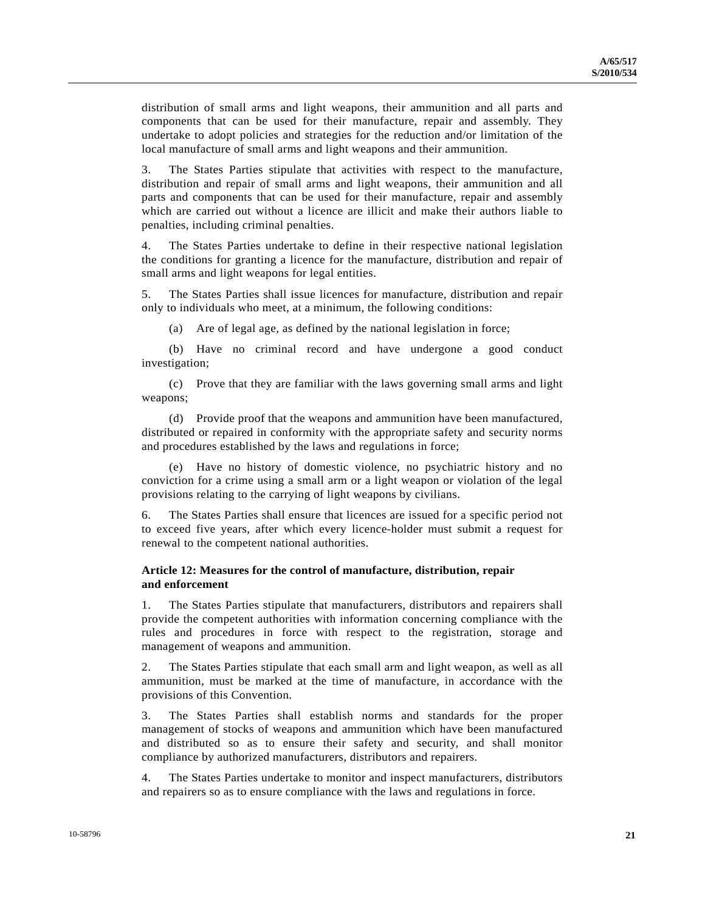distribution of small arms and light weapons, their ammunition and all parts and components that can be used for their manufacture, repair and assembly. They undertake to adopt policies and strategies for the reduction and/or limitation of the local manufacture of small arms and light weapons and their ammunition.

3. The States Parties stipulate that activities with respect to the manufacture, distribution and repair of small arms and light weapons, their ammunition and all parts and components that can be used for their manufacture, repair and assembly which are carried out without a licence are illicit and make their authors liable to penalties, including criminal penalties.

4. The States Parties undertake to define in their respective national legislation the conditions for granting a licence for the manufacture, distribution and repair of small arms and light weapons for legal entities.

5. The States Parties shall issue licences for manufacture, distribution and repair only to individuals who meet, at a minimum, the following conditions:

(a) Are of legal age, as defined by the national legislation in force;

(b) Have no criminal record and have undergone a good conduct investigation;

(c) Prove that they are familiar with the laws governing small arms and light weapons;

(d) Provide proof that the weapons and ammunition have been manufactured, distributed or repaired in conformity with the appropriate safety and security norms and procedures established by the laws and regulations in force;

(e) Have no history of domestic violence, no psychiatric history and no conviction for a crime using a small arm or a light weapon or violation of the legal provisions relating to the carrying of light weapons by civilians.

6. The States Parties shall ensure that licences are issued for a specific period not to exceed five years, after which every licence-holder must submit a request for renewal to the competent national authorities.

### Article 12: Measures for the control of manufacture, distribution, repair and enforcement

1. The States Parties stipulate that manufacturers, distributors and repairers shall provide the competent authorities with information concerning compliance with the rules and procedures in force with respect to the registration, storage and management of weapons and ammunition.

2. The States Parties stipulate that each small arm and light weapon, as well as all ammunition, must be marked at the time of manufacture, in accordance with the provisions of this Convention.

3. The States Parties shall establish norms and standards for the proper management of stocks of weapons and ammunition which have been manufactured and distributed so as to ensure their safety and security, and shall monitor compliance by authorized manufacturers, distributors and repairers.

4. The States Parties undertake to monitor and inspect manufacturers, distributors and repairers so as to ensure compliance with the laws and regulations in force.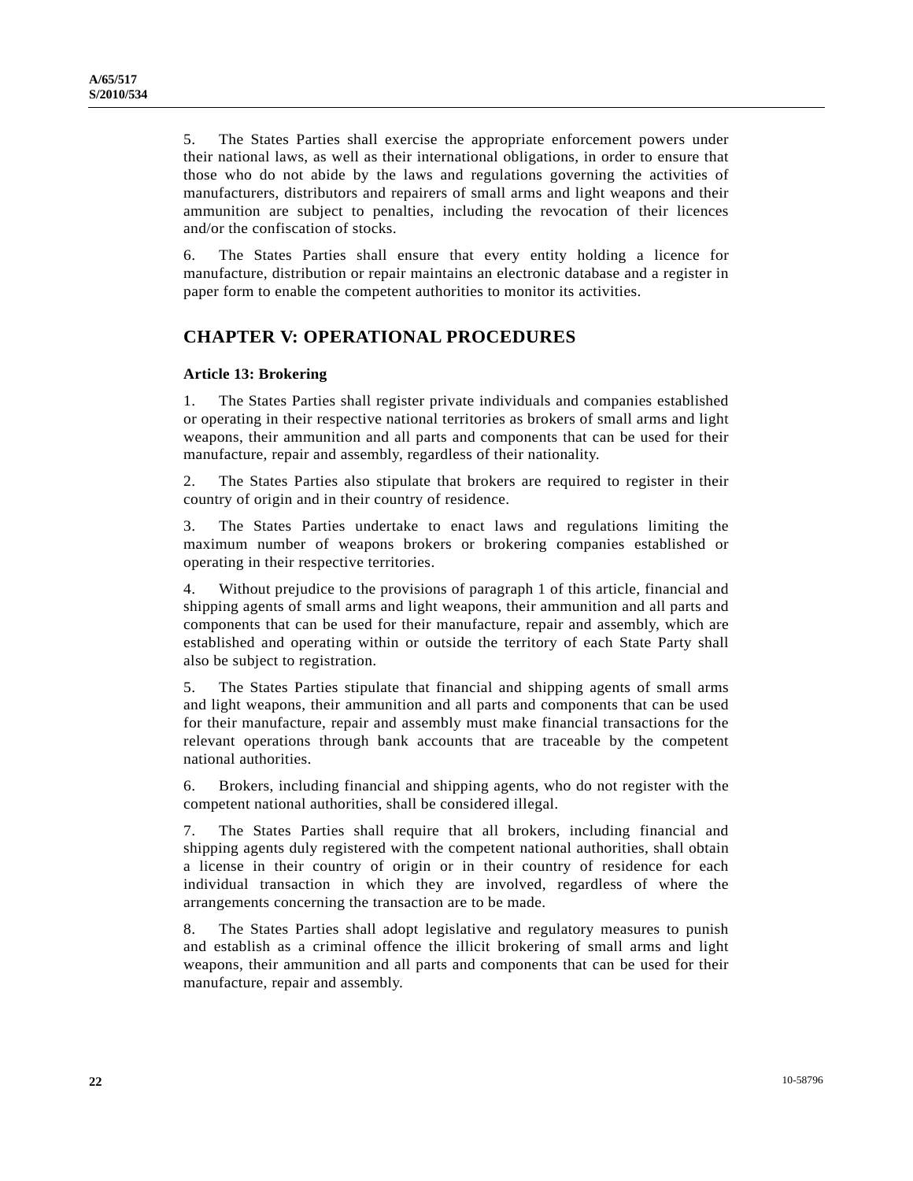5. The States Parties shall exercise the appropriate enforcement powers under their national laws, as well as their international obligations, in order to ensure that those who do not abide by the laws and regulations governing the activities of manufacturers, distributors and repairers of small arms and light weapons and their ammunition are subject to penalties, including the revocation of their licences and/or the confiscation of stocks.

6. The States Parties shall ensure that every entity holding a licence for manufacture, distribution or repair maintains an electronic database and a register in paper form to enable the competent authorities to monitor its activities.

## CHAPTER V: OPERATIONAL PROCEDURES

### Article 13: Brokering

1. The States Parties shall register private individuals and companies established or operating in their respective national territories as brokers of small arms and light weapons, their ammunition and all parts and components that can be used for their manufacture, repair and assembly, regardless of their nationality.

2. The States Parties also stipulate that brokers are required to register in their country of origin and in their country of residence.

3. The States Parties undertake to enact laws and regulations limiting the maximum number of weapons brokers or brokering companies established or operating in their respective territories.

4. Without prejudice to the provisions of paragraph 1 of this article, financial and shipping agents of small arms and light weapons, their ammunition and all parts and components that can be used for their manufacture, repair and assembly, which are established and operating within or outside the territory of each State Party shall also be subject to registration.

5. The States Parties stipulate that financial and shipping agents of small arms and light weapons, their ammunition and all parts and components that can be used for their manufacture, repair and assembly must make financial transactions for the relevant operations through bank accounts that are traceable by the competent national authorities.

6. Brokers, including financial and shipping agents, who do not register with the competent national authorities, shall be considered illegal.

7. The States Parties shall require that all brokers, including financial and shipping agents duly registered with the competent national authorities, shall obtain a license in their country of origin or in their country of residence for each individual transaction in which they are involved, regardless of where the arrangements concerning the transaction are to be made.

8. The States Parties shall adopt legislative and regulatory measures to punish and establish as a criminal offence the illicit brokering of small arms and light weapons, their ammunition and all parts and components that can be used for their manufacture, repair and assembly.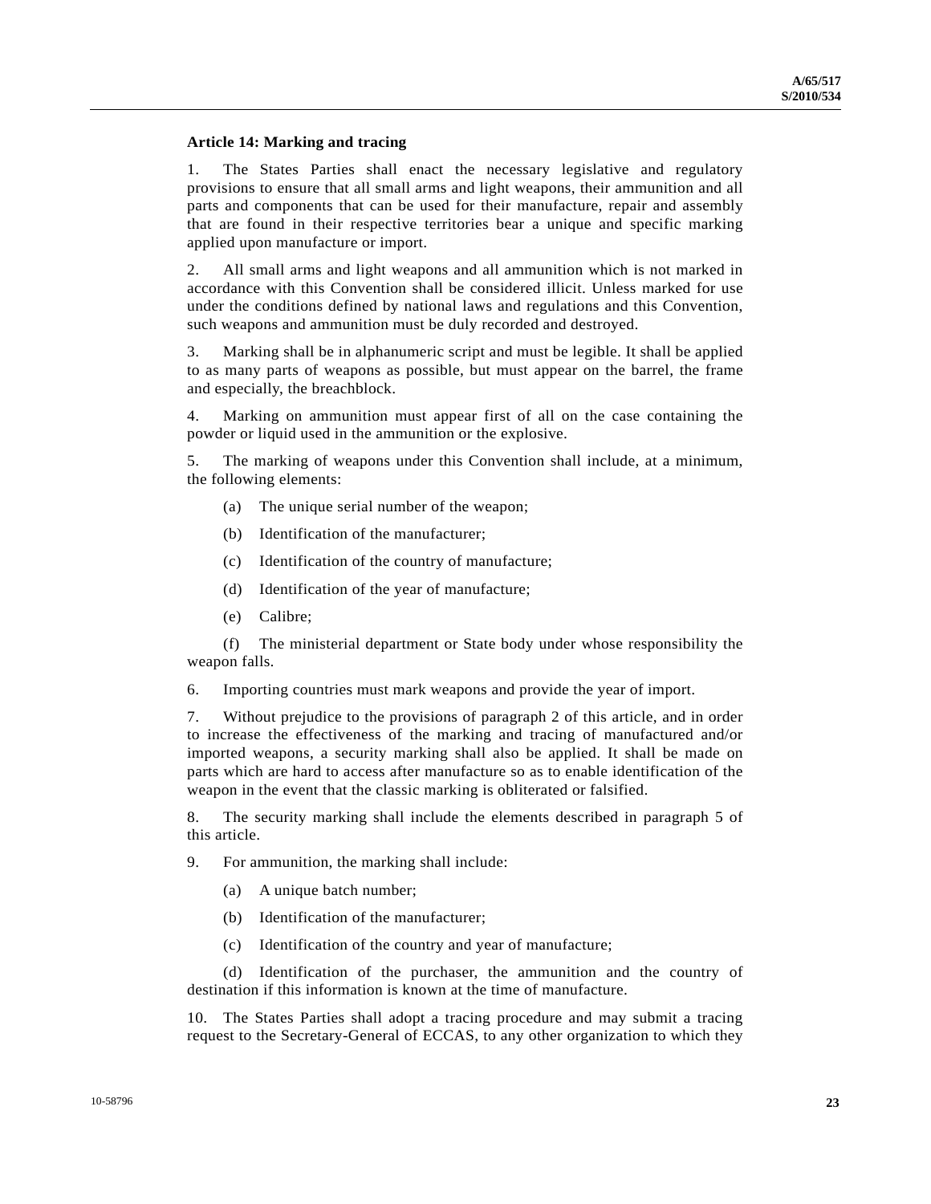**Article 14: Marking and tracing**

1. The States Parties shall enact the necessary legislative and regulatory provisions to ensure that all small arms and light weapons, their ammunition and all parts and components that can be used for their manufacture, repair and assembly that are found in their respective territories bear a unique and specific marking applied upon manufacture or import.

2. All small arms and light weapons and all ammunition which is not marked in accordance with this Convention shall be considered illicit. Unless marked for use under the conditions defined by national laws and regulations and this Convention, such weapons and ammunition must be duly recorded and destroyed.

3. Marking shall be in alphanumeric script and must be legible. It shall be applied to as many parts of weapons as possible, but must appear on the barrel, the frame and especially, the breachblock.

4. Marking on ammunition must appear first of all on the case containing the powder or liquid used in the ammunition or the explosive.

5. The marking of weapons under this Convention shall include, at a minimum, the following elements:

(a) The unique serial number of the weapon;

(b) Identification of the manufacturer;

(c) Identification of the country of manufacture;

(d) Identification of the year of manufacture;

(e) Calibre;

(f) The ministerial department or State body under whose responsibility the weapon falls.

6. Importing countries must mark weapons and provide the year of import.

7. Without prejudice to the provisions of paragraph 2 of this article, and in order to increase the effectiveness of the marking and tracing of manufactured and/or imported weapons, a security marking shall also be applied. It shall be made on parts which are hard to access after manufacture so as to enable identification of the weapon in the event that the classic marking is obliterated or falsified.

8. The security marking shall include the elements described in paragraph 5 of this article.

9. For ammunition, the marking shall include:

(a) A unique batch number;

(b) Identification of the manufacturer;

(c) Identification of the country and year of manufacture;

(d) Identification of the purchaser, the ammunition and the country of destination if this information is known at the time of manufacture.

10. The States Parties shall adopt a tracing procedure and may submit a tracing request to the Secretary-General of ECCAS, to any other organization to which they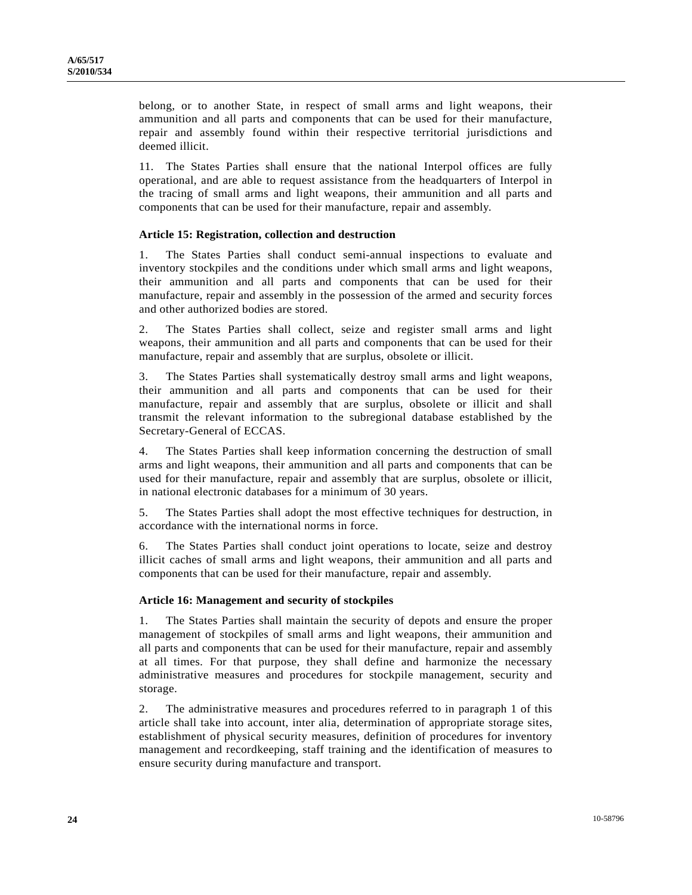belong, or to another State, in respect of small arms and light weapons, their ammunition and all parts and components that can be used for their manufacture, repair and assembly found within their respective territorial jurisdictions and deemed illicit.

11. The States Parties shall ensure that the national Interpol offices are fully operational, and are able to request assistance from the headquarters of Interpol in the tracing of small arms and light weapons, their ammunition and all parts and components that can be used for their manufacture, repair and assembly.

**Article 15: Registration, collection and destruction**

1. The States Parties shall conduct semi-annual inspections to evaluate and inventory stockpiles and the conditions under which small arms and light weapons, their ammunition and all parts and components that can be used for their manufacture, repair and assembly in the possession of the armed and security forces and other authorized bodies are stored.

2. The States Parties shall collect, seize and register small arms and light weapons, their ammunition and all parts and components that can be used for their manufacture, repair and assembly that are surplus, obsolete or illicit.

3. The States Parties shall systematically destroy small arms and light weapons, their ammunition and all parts and components that can be used for their manufacture, repair and assembly that are surplus, obsolete or illicit and shall transmit the relevant information to the subregional database established by the Secretary-General of ECCAS.

4. The States Parties shall keep information concerning the destruction of small arms and light weapons, their ammunition and all parts and components that can be used for their manufacture, repair and assembly that are surplus, obsolete or illicit, in national electronic databases for a minimum of 30 years.

5. The States Parties shall adopt the most effective techniques for destruction, in accordance with the international norms in force.

6. The States Parties shall conduct joint operations to locate, seize and destroy illicit caches of small arms and light weapons, their ammunition and all parts and components that can be used for their manufacture, repair and assembly.

**Article 16: Management and security of stockpiles**

1. The States Parties shall maintain the security of depots and ensure the proper management of stockpiles of small arms and light weapons, their ammunition and all parts and components that can be used for their manufacture, repair and assembly at all times. For that purpose, they shall define and harmonize the necessary administrative measures and procedures for stockpile management, security and storage.

2. The administrative measures and procedures referred to in paragraph 1 of this article shall take into account, inter alia, determination of appropriate storage sites, establishment of physical security measures, definition of procedures for inventory management and recordkeeping, staff training and the identification of measures to ensure security during manufacture and transport.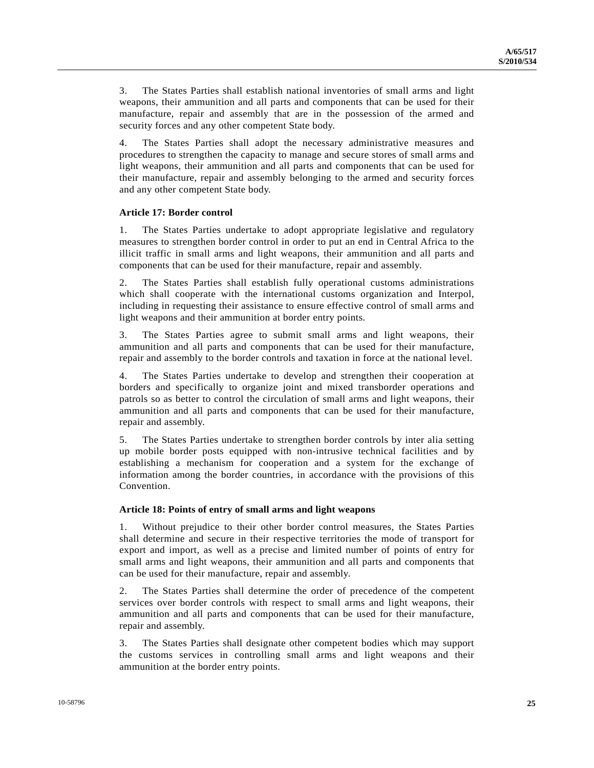3. The States Parties shall establish national inventories of small arms and light weapons, their ammunition and all parts and components that can be used for their manufacture, repair and assembly that are in the possession of the armed and security forces and any other competent State body.

4. The States Parties shall adopt the necessary administrative measures and procedures to strengthen the capacity to manage and secure stores of small arms and light weapons, their ammunition and all parts and components that can be used for their manufacture, repair and assembly belonging to the armed and security forces and any other competent State body.

### Article 17: Border control

1. The States Parties undertake to adopt appropriate legislative and regulatory measures to strengthen border control in order to put an end in Central Africa to the illicit traffic in small arms and light weapons, their ammunition and all parts and components that can be used for their manufacture, repair and assembly.

2. The States Parties shall establish fully operational customs administrations which shall cooperate with the international customs organization and Interpol, including in requesting their assistance to ensure effective control of small arms and light weapons and their ammunition at border entry points.

3. The States Parties agree to submit small arms and light weapons, their ammunition and all parts and components that can be used for their manufacture, repair and assembly to the border controls and taxation in force at the national level.

4. The States Parties undertake to develop and strengthen their cooperation at borders and specifically to organize joint and mixed transborder operations and patrols so as better to control the circulation of small arms and light weapons, their ammunition and all parts and components that can be used for their manufacture, repair and assembly.

5. The States Parties undertake to strengthen border controls by inter alia setting up mobile border posts equipped with non-intrusive technical facilities and by establishing a mechanism for cooperation and a system for the exchange of information among the border countries, in accordance with the provisions of this Convention.

### Article 18: Points of entry of small arms and light weapons

1. Without prejudice to their other border control measures, the States Parties shall determine and secure in their respective territories the mode of transport for export and import, as well as a precise and limited number of points of entry for small arms and light weapons, their ammunition and all parts and components that can be used for their manufacture, repair and assembly.

2. The States Parties shall determine the order of precedence of the competent services over border controls with respect to small arms and light weapons, their ammunition and all parts and components that can be used for their manufacture, repair and assembly.

3. The States Parties shall designate other competent bodies which may support the customs services in controlling small arms and light weapons and their ammunition at the border entry points.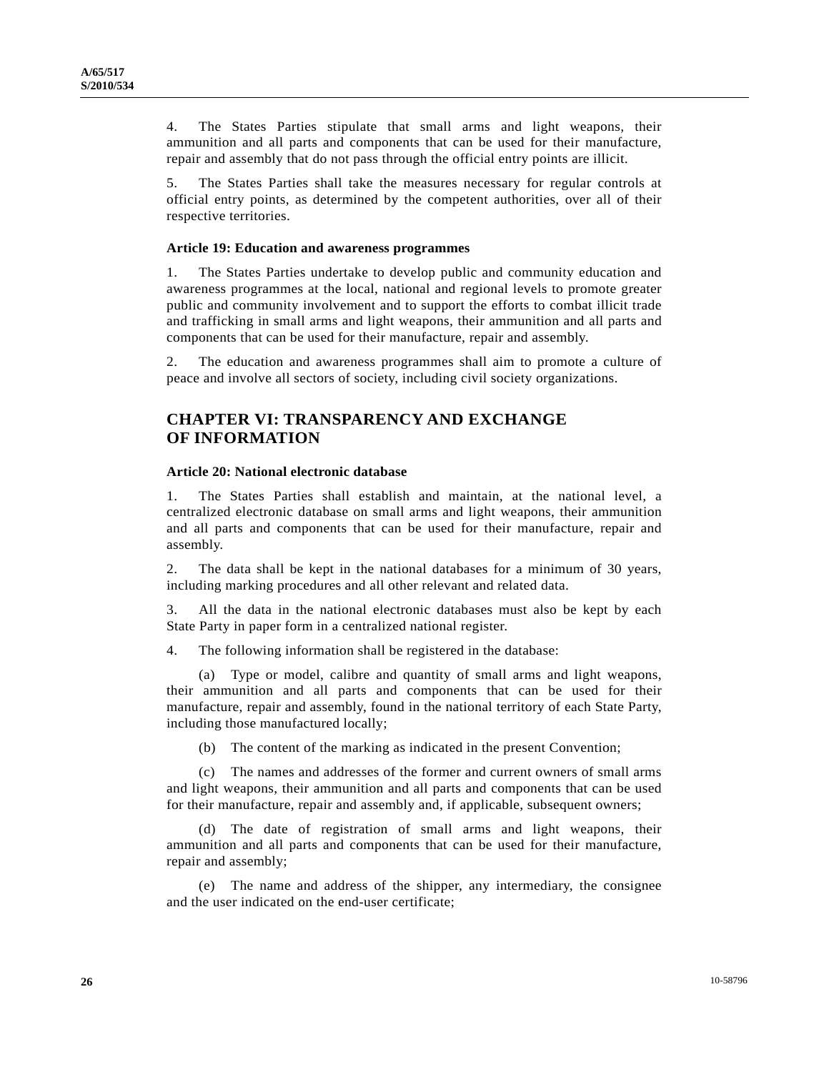4. The States Parties stipulate that small arms and light weapons, their ammunition and all parts and components that can be used for their manufacture, repair and assembly that do not pass through the official entry points are illicit.

5. The States Parties shall take the measures necessary for regular controls at official entry points, as determined by the competent authorities, over all of their respective territories.

### Article 19: Education and awareness programmes

1. The States Parties undertake to develop public and community education and awareness programmes at the local, national and regional levels to promote greater public and community involvement and to support the efforts to combat illicit trade and trafficking in small arms and light weapons, their ammunition and all parts and components that can be used for their manufacture, repair and assembly.

2. The education and awareness programmes shall aim to promote a culture of peace and involve all sectors of society, including civil society organizations.

## CHAPTER VI: TRANSPARENCY AND EXCHANGE OF INFORMATION

### Article 20: National electronic database

1. The States Parties shall establish and maintain, at the national level, a centralized electronic database on small arms and light weapons, their ammunition and all parts and components that can be used for their manufacture, repair and assembly.

2. The data shall be kept in the national databases for a minimum of 30 years, including marking procedures and all other relevant and related data.

3. All the data in the national electronic databases must also be kept by each State Party in paper form in a centralized national register.

4. The following information shall be registered in the database:

(a) Type or model, calibre and quantity of small arms and light weapons, their ammunition and all parts and components that can be used for their manufacture, repair and assembly, found in the national territory of each State Party, including those manufactured locally;

(b) The content of the marking as indicated in the present Convention;

(c) The names and addresses of the former and current owners of small arms and light weapons, their ammunition and all parts and components that can be used for their manufacture, repair and assembly and, if applicable, subsequent owners;

(d) The date of registration of small arms and light weapons, their ammunition and all parts and components that can be used for their manufacture, repair and assembly;

(e) The name and address of the shipper, any intermediary, the consignee and the user indicated on the end-user certificate;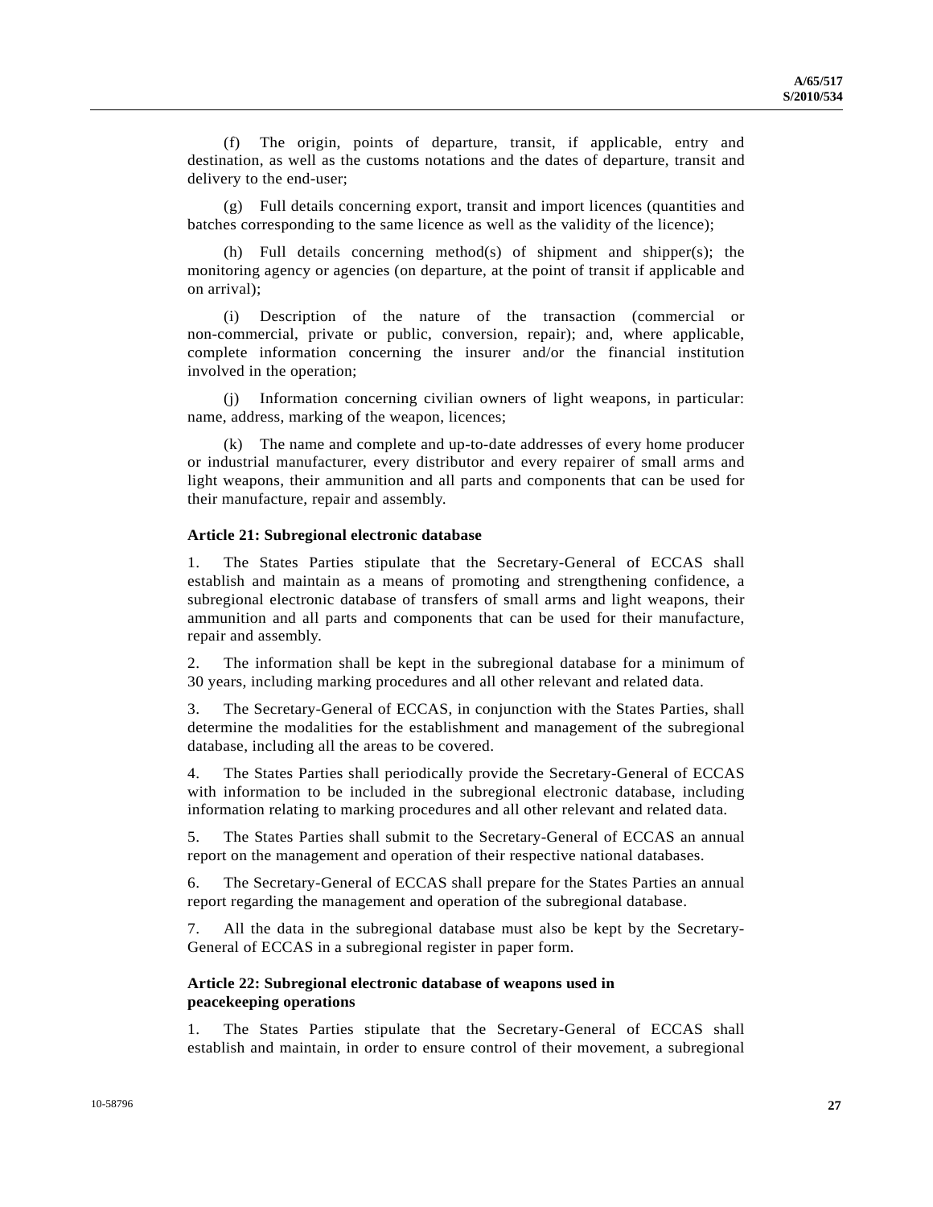(f) The origin, points of departure, transit, if applicable, entry and destination, as well as the customs notations and the dates of departure, transit and delivery to the end-user;

(g) Full details concerning export, transit and import licences (quantities and batches corresponding to the same licence as well as the validity of the licence);

(h) Full details concerning method(s) of shipment and shipper(s); the monitoring agency or agencies (on departure, at the point of transit if applicable and on arrival);

(i) Description of the nature of the transaction (commercial or non-commercial, private or public, conversion, repair); and, where applicable, complete information concerning the insurer and/or the financial institution involved in the operation;

(j) Information concerning civilian owners of light weapons, in particular: name, address, marking of the weapon, licences;

(k) The name and complete and up-to-date addresses of every home producer or industrial manufacturer, every distributor and every repairer of small arms and light weapons, their ammunition and all parts and components that can be used for their manufacture, repair and assembly.

**Article 21: Subregional electronic database**

1. The States Parties stipulate that the Secretary-General of ECCAS shall establish and maintain as a means of promoting and strengthening confidence, a subregional electronic database of transfers of small arms and light weapons, their ammunition and all parts and components that can be used for their manufacture, repair and assembly.

2. The information shall be kept in the subregional database for a minimum of 30 years, including marking procedures and all other relevant and related data.

3. The Secretary-General of ECCAS, in conjunction with the States Parties, shall determine the modalities for the establishment and management of the subregional database, including all the areas to be covered.

4. The States Parties shall periodically provide the Secretary-General of ECCAS with information to be included in the subregional electronic database, including information relating to marking procedures and all other relevant and related data.

5. The States Parties shall submit to the Secretary-General of ECCAS an annual report on the management and operation of their respective national databases.

6. The Secretary-General of ECCAS shall prepare for the States Parties an annual report regarding the management and operation of the subregional database.

7. All the data in the subregional database must also be kept by the Secretary-General of ECCAS in a subregional register in paper form.

**Article 22: Subregional electronic database of weapons used in peacekeeping operations**

1. The States Parties stipulate that the Secretary-General of ECCAS shall establish and maintain, in order to ensure control of their movement, a subregional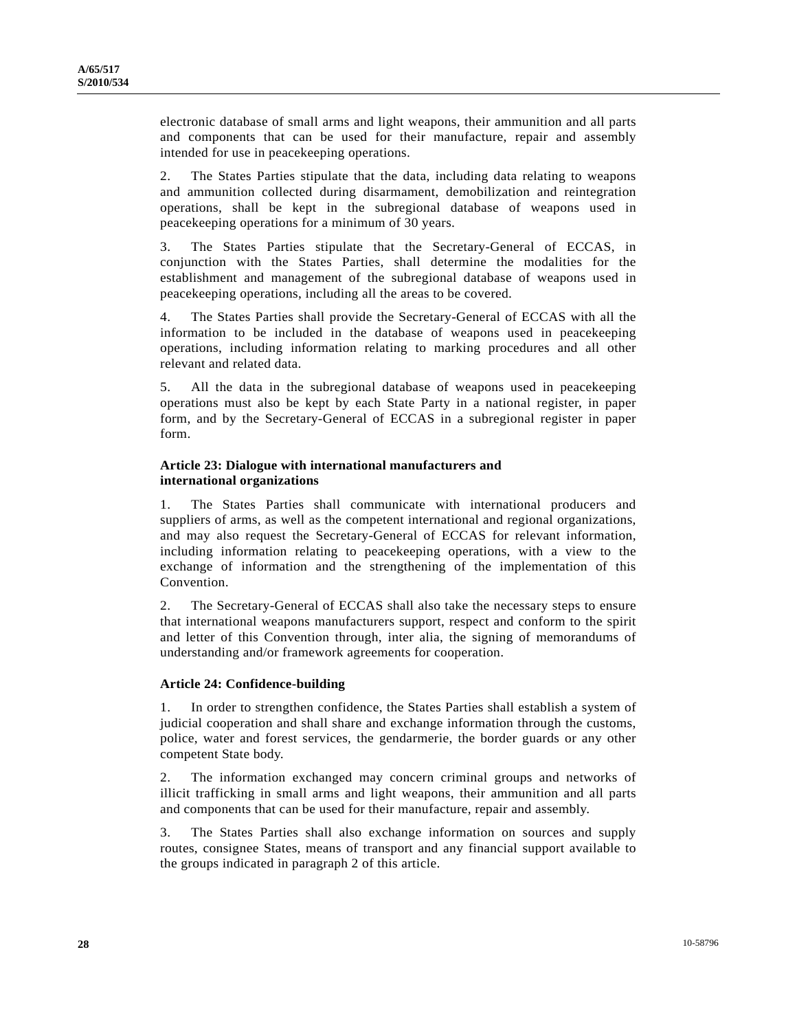electronic database of small arms and light weapons, their ammunition and all parts and components that can be used for their manufacture, repair and assembly intended for use in peacekeeping operations.

2. The States Parties stipulate that the data, including data relating to weapons and ammunition collected during disarmament, demobilization and reintegration operations, shall be kept in the subregional database of weapons used in peacekeeping operations for a minimum of 30 years.

3. The States Parties stipulate that the Secretary-General of ECCAS, in conjunction with the States Parties, shall determine the modalities for the establishment and management of the subregional database of weapons used in peacekeeping operations, including all the areas to be covered.

4. The States Parties shall provide the Secretary-General of ECCAS with all the information to be included in the database of weapons used in peacekeeping operations, including information relating to marking procedures and all other relevant and related data.

5. All the data in the subregional database of weapons used in peacekeeping operations must also be kept by each State Party in a national register, in paper form, and by the Secretary-General of ECCAS in a subregional register in paper form.

### Article 23: Dialogue with international manufacturers and international organizations

1. The States Parties shall communicate with international producers and suppliers of arms, as well as the competent international and regional organizations, and may also request the Secretary-General of ECCAS for relevant information, including information relating to peacekeeping operations, with a view to the exchange of information and the strengthening of the implementation of this Convention.

2. The Secretary-General of ECCAS shall also take the necessary steps to ensure that international weapons manufacturers support, respect and conform to the spirit and letter of this Convention through, inter alia, the signing of memorandums of understanding and/or framework agreements for cooperation.

### Article 24: Confidence-building

1. In order to strengthen confidence, the States Parties shall establish a system of judicial cooperation and shall share and exchange information through the customs, police, water and forest services, the gendarmerie, the border guards or any other competent State body.

2. The information exchanged may concern criminal groups and networks of illicit trafficking in small arms and light weapons, their ammunition and all parts and components that can be used for their manufacture, repair and assembly.

3. The States Parties shall also exchange information on sources and supply routes, consignee States, means of transport and any financial support available to the groups indicated in paragraph 2 of this article.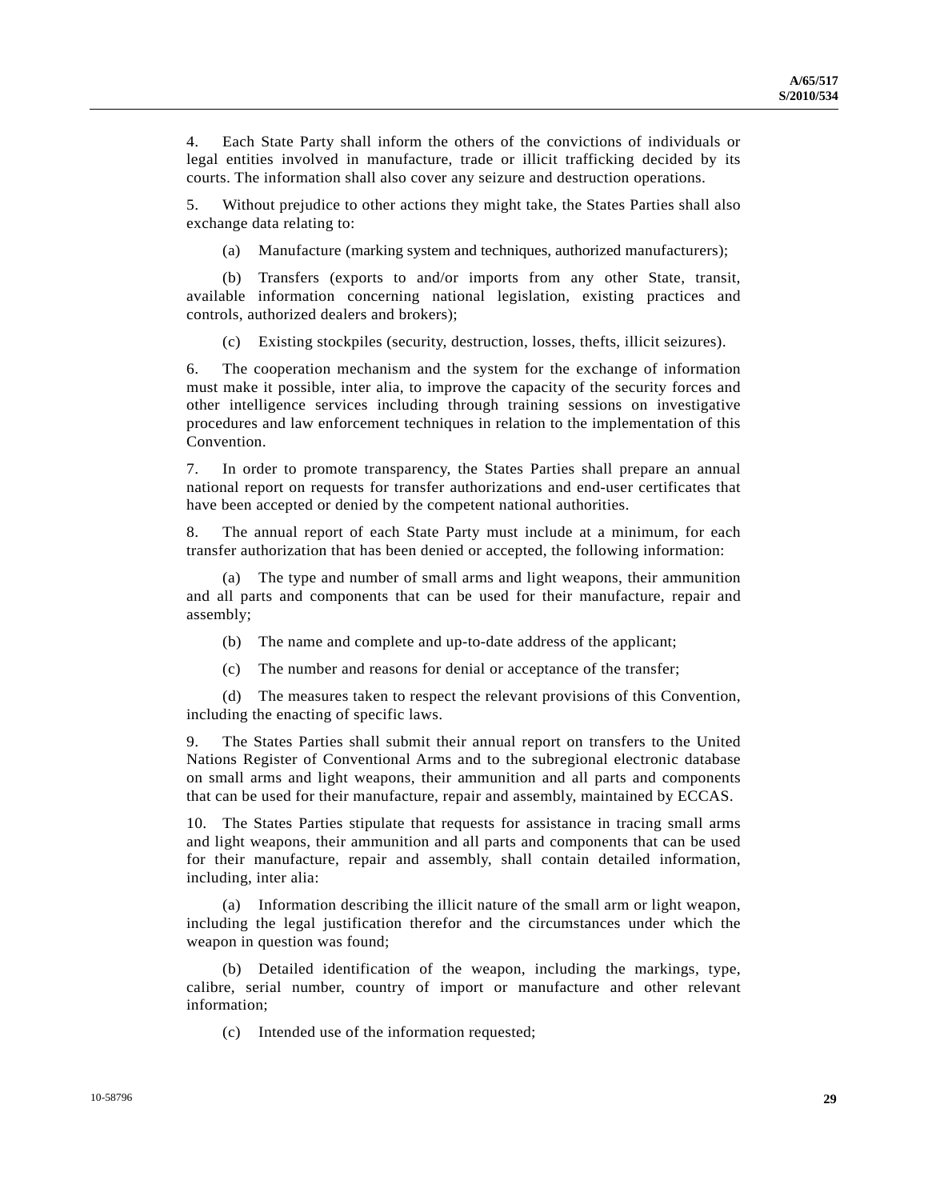4. Each State Party shall inform the others of the convictions of individuals or legal entities involved in manufacture, trade or illicit trafficking decided by its courts. The information shall also cover any seizure and destruction operations.

5. Without prejudice to other actions they might take, the States Parties shall also exchange data relating to:

(a) Manufacture (marking system and techniques, authorized manufacturers);

(b) Transfers (exports to and/or imports from any other State, transit, available information concerning national legislation, existing practices and controls, authorized dealers and brokers);

(c) Existing stockpiles (security, destruction, losses, thefts, illicit seizures).

6. The cooperation mechanism and the system for the exchange of information must make it possible, inter alia, to improve the capacity of the security forces and other intelligence services including through training sessions on investigative procedures and law enforcement techniques in relation to the implementation of this Convention.

7. In order to promote transparency, the States Parties shall prepare an annual national report on requests for transfer authorizations and end-user certificates that have been accepted or denied by the competent national authorities.

8. The annual report of each State Party must include at a minimum, for each transfer authorization that has been denied or accepted, the following information:

(a) The type and number of small arms and light weapons, their ammunition and all parts and components that can be used for their manufacture, repair and assembly;

(b) The name and complete and up-to-date address of the applicant;

(c) The number and reasons for denial or acceptance of the transfer;

(d) The measures taken to respect the relevant provisions of this Convention, including the enacting of specific laws.

9. The States Parties shall submit their annual report on transfers to the United Nations Register of Conventional Arms and to the subregional electronic database on small arms and light weapons, their ammunition and all parts and components that can be used for their manufacture, repair and assembly, maintained by ECCAS.

10. The States Parties stipulate that requests for assistance in tracing small arms and light weapons, their ammunition and all parts and components that can be used for their manufacture, repair and assembly, shall contain detailed information, including, inter alia:

(a) Information describing the illicit nature of the small arm or light weapon, including the legal justification therefor and the circumstances under which the weapon in question was found;

(b) Detailed identification of the weapon, including the markings, type, calibre, serial number, country of import or manufacture and other relevant information;

(c) Intended use of the information requested;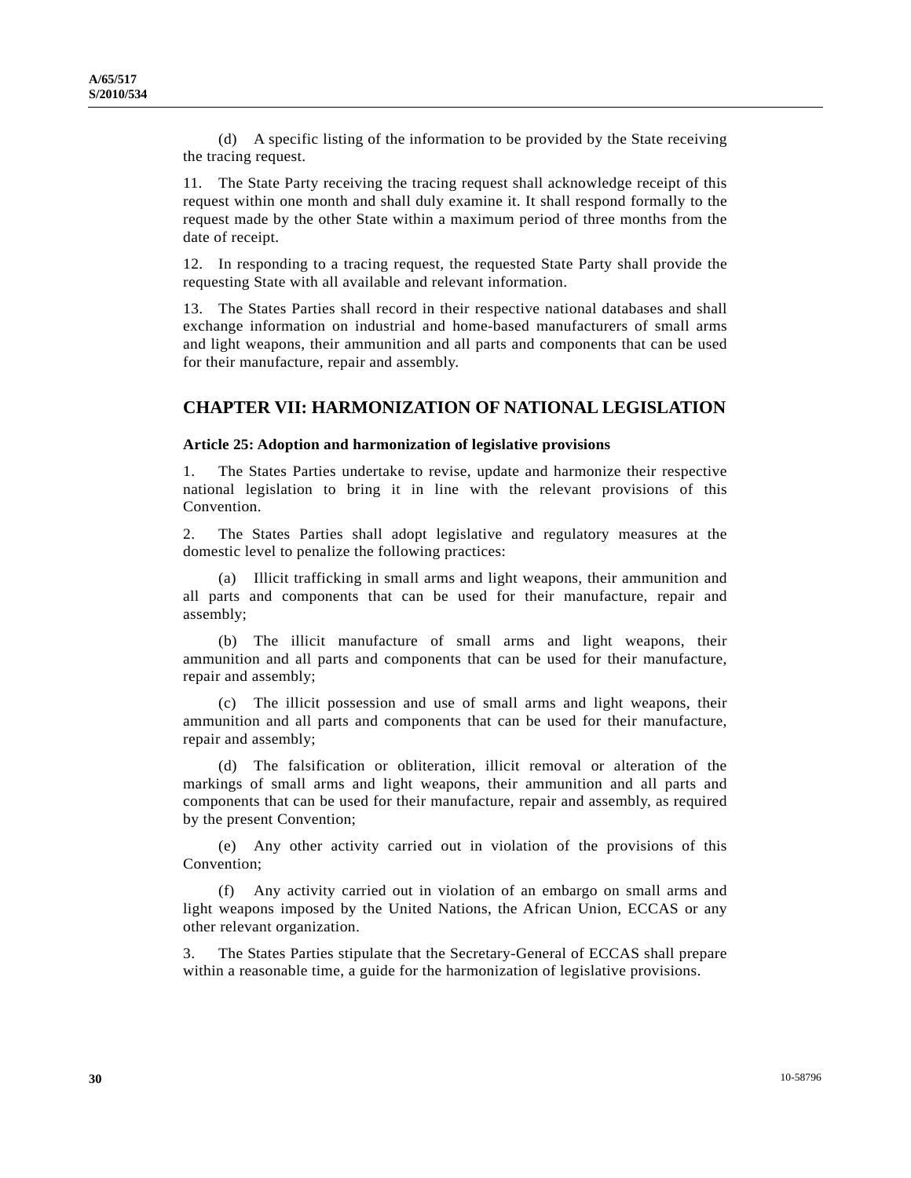(d) A specific listing of the information to be provided by the State receiving the tracing request.

11. The State Party receiving the tracing request shall acknowledge receipt of this request within one month and shall duly examine it. It shall respond formally to the request made by the other State within a maximum period of three months from the date of receipt.

12. In responding to a tracing request, the requested State Party shall provide the requesting State with all available and relevant information.

13. The States Parties shall record in their respective national databases and shall exchange information on industrial and home-based manufacturers of small arms and light weapons, their ammunition and all parts and components that can be used for their manufacture, repair and assembly.

## CHAPTER VII: HARMONIZATION OF NATIONAL LEGISLATION

### Article 25: Adoption and harmonization of legislative provisions

1. The States Parties undertake to revise, update and harmonize their respective national legislation to bring it in line with the relevant provisions of this Convention.

2. The States Parties shall adopt legislative and regulatory measures at the domestic level to penalize the following practices:

(a) Illicit trafficking in small arms and light weapons, their ammunition and all parts and components that can be used for their manufacture, repair and assembly;

(b) The illicit manufacture of small arms and light weapons, their ammunition and all parts and components that can be used for their manufacture, repair and assembly;

(c) The illicit possession and use of small arms and light weapons, their ammunition and all parts and components that can be used for their manufacture, repair and assembly;

(d) The falsification or obliteration, illicit removal or alteration of the markings of small arms and light weapons, their ammunition and all parts and components that can be used for their manufacture, repair and assembly, as required by the present Convention;

(e) Any other activity carried out in violation of the provisions of this Convention;

(f) Any activity carried out in violation of an embargo on small arms and light weapons imposed by the United Nations, the African Union, ECCAS or any other relevant organization.

3. The States Parties stipulate that the Secretary-General of ECCAS shall prepare within a reasonable time, a guide for the harmonization of legislative provisions.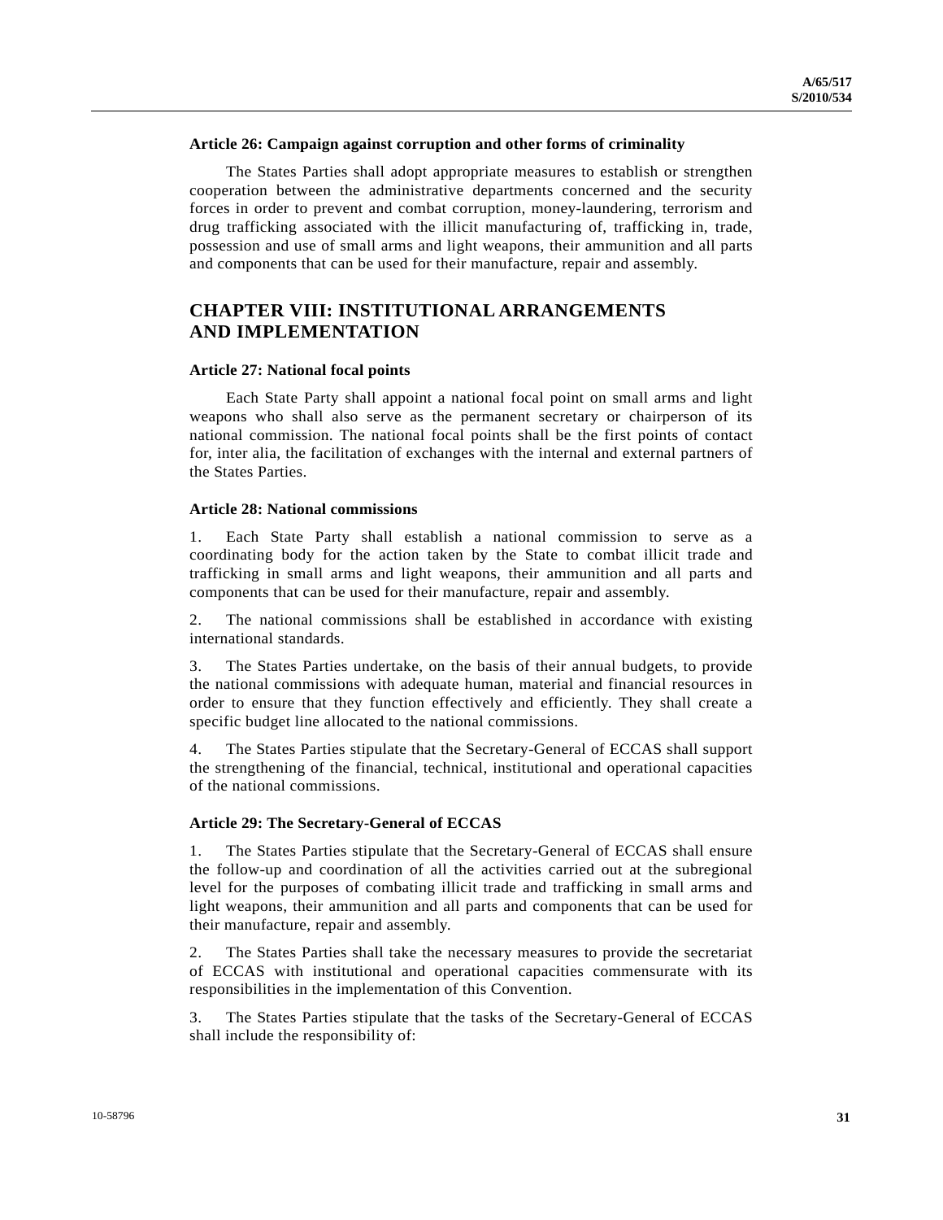### Article 26: Campaign against corruption and other forms of criminality

The States Parties shall adopt appropriate measures to establish or strengthen cooperation between the administrative departments concerned and the security forces in order to prevent and combat corruption, money-laundering, terrorism and drug trafficking associated with the illicit manufacturing of, trafficking in, trade, possession and use of small arms and light weapons, their ammunition and all parts and components that can be used for their manufacture, repair and assembly.

## CHAPTER VIII: INSTITUTIONAL ARRANGEMENTS AND IMPLEMENTATION

### Article 27: National focal points

Each State Party shall appoint a national focal point on small arms and light weapons who shall also serve as the permanent secretary or chairperson of its national commission. The national focal points shall be the first points of contact for, inter alia, the facilitation of exchanges with the internal and external partners of the States Parties.

### Article 28: National commissions

1. Each State Party shall establish a national commission to serve as a coordinating body for the action taken by the State to combat illicit trade and trafficking in small arms and light weapons, their ammunition and all parts and components that can be used for their manufacture, repair and assembly.

2. The national commissions shall be established in accordance with existing international standards.

3. The States Parties undertake, on the basis of their annual budgets, to provide the national commissions with adequate human, material and financial resources in order to ensure that they function effectively and efficiently. They shall create a specific budget line allocated to the national commissions.

4. The States Parties stipulate that the Secretary-General of ECCAS shall support the strengthening of the financial, technical, institutional and operational capacities of the national commissions.

### Article 29: The Secretary-General of ECCAS

1. The States Parties stipulate that the Secretary-General of ECCAS shall ensure the follow-up and coordination of all the activities carried out at the subregional level for the purposes of combating illicit trade and trafficking in small arms and light weapons, their ammunition and all parts and components that can be used for their manufacture, repair and assembly.

2. The States Parties shall take the necessary measures to provide the secretariat of ECCAS with institutional and operational capacities commensurate with its responsibilities in the implementation of this Convention.

3. The States Parties stipulate that the tasks of the Secretary-General of ECCAS shall include the responsibility of: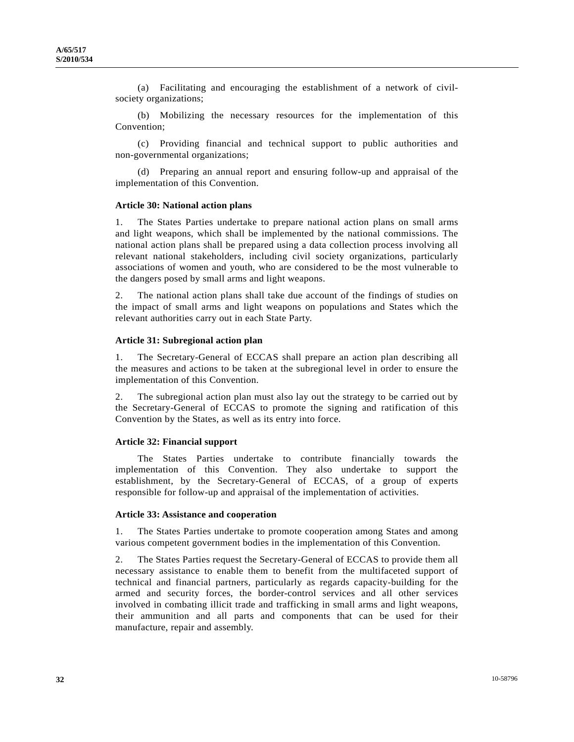(a) Facilitating and encouraging the establishment of a network of civil-society organizations;

(b) Mobilizing the necessary resources for the implementation of this Convention;

(c) Providing financial and technical support to public authorities and non-governmental organizations;

(d) Preparing an annual report and ensuring follow-up and appraisal of the implementation of this Convention.

**Article 30: National action plans**

1. The States Parties undertake to prepare national action plans on small arms and light weapons, which shall be implemented by the national commissions. The national action plans shall be prepared using a data collection process involving all relevant national stakeholders, including civil society organizations, particularly associations of women and youth, who are considered to be the most vulnerable to the dangers posed by small arms and light weapons.

2. The national action plans shall take due account of the findings of studies on the impact of small arms and light weapons on populations and States which the relevant authorities carry out in each State Party.

**Article 31: Subregional action plan**

1. The Secretary-General of ECCAS shall prepare an action plan describing all the measures and actions to be taken at the subregional level in order to ensure the implementation of this Convention.

2. The subregional action plan must also lay out the strategy to be carried out by the Secretary-General of ECCAS to promote the signing and ratification of this Convention by the States, as well as its entry into force.

**Article 32: Financial support**

The States Parties undertake to contribute financially towards the implementation of this Convention. They also undertake to support the establishment, by the Secretary-General of ECCAS, of a group of experts responsible for follow-up and appraisal of the implementation of activities.

**Article 33: Assistance and cooperation**

1. The States Parties undertake to promote cooperation among States and among various competent government bodies in the implementation of this Convention.

2. The States Parties request the Secretary-General of ECCAS to provide them all necessary assistance to enable them to benefit from the multifaceted support of technical and financial partners, particularly as regards capacity-building for the armed and security forces, the border-control services and all other services involved in combating illicit trade and trafficking in small arms and light weapons, their ammunition and all parts and components that can be used for their manufacture, repair and assembly.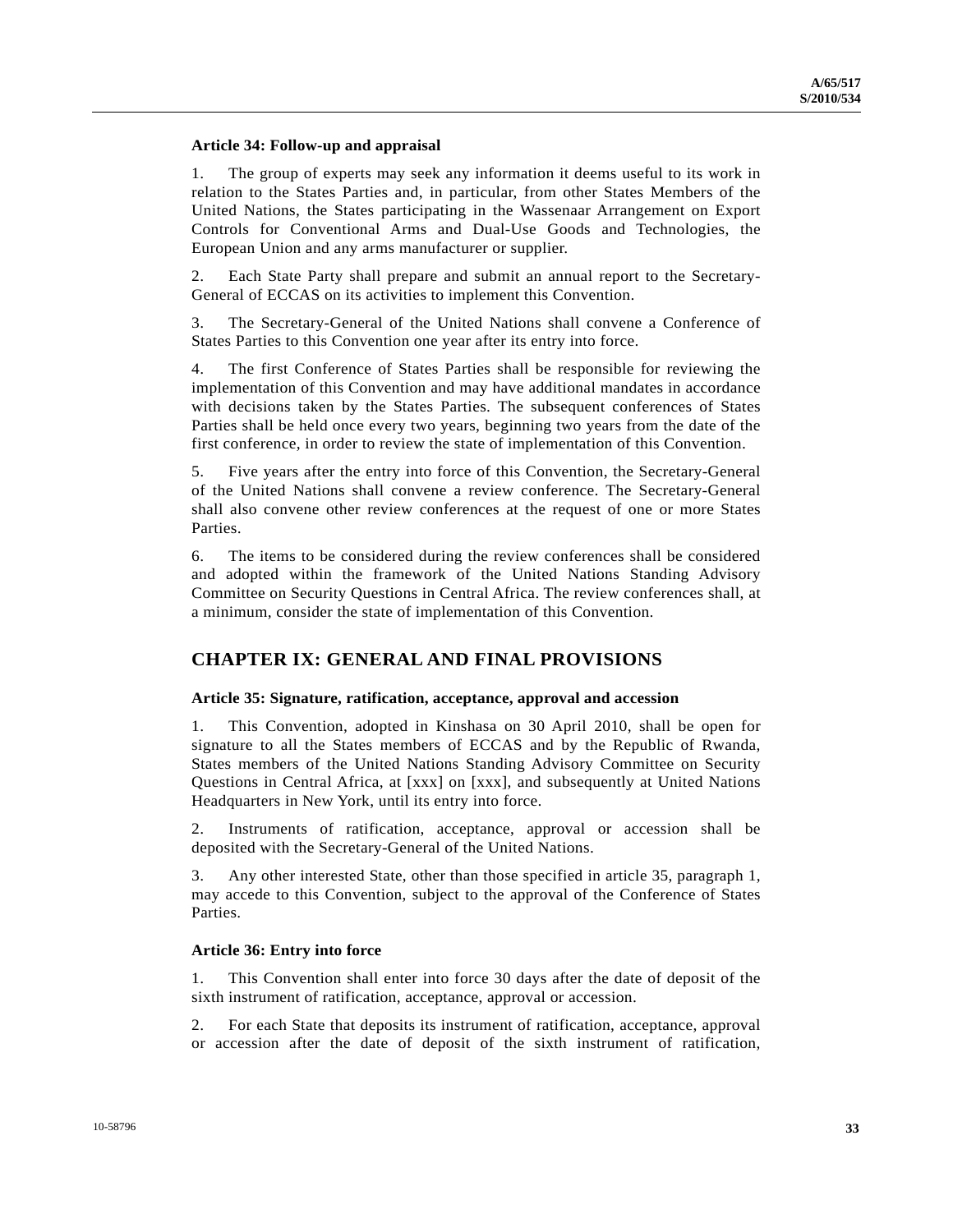### Article 34: Follow-up and appraisal

1. The group of experts may seek any information it deems useful to its work in relation to the States Parties and, in particular, from other States Members of the United Nations, the States participating in the Wassenaar Arrangement on Export Controls for Conventional Arms and Dual-Use Goods and Technologies, the European Union and any arms manufacturer or supplier.

2. Each State Party shall prepare and submit an annual report to the Secretary-General of ECCAS on its activities to implement this Convention.

3. The Secretary-General of the United Nations shall convene a Conference of States Parties to this Convention one year after its entry into force.

4. The first Conference of States Parties shall be responsible for reviewing the implementation of this Convention and may have additional mandates in accordance with decisions taken by the States Parties. The subsequent conferences of States Parties shall be held once every two years, beginning two years from the date of the first conference, in order to review the state of implementation of this Convention.

5. Five years after the entry into force of this Convention, the Secretary-General of the United Nations shall convene a review conference. The Secretary-General shall also convene other review conferences at the request of one or more States Parties.

6. The items to be considered during the review conferences shall be considered and adopted within the framework of the United Nations Standing Advisory Committee on Security Questions in Central Africa. The review conferences shall, at a minimum, consider the state of implementation of this Convention.

## CHAPTER IX: GENERAL AND FINAL PROVISIONS

### Article 35: Signature, ratification, acceptance, approval and accession

1. This Convention, adopted in Kinshasa on 30 April 2010, shall be open for signature to all the States members of ECCAS and by the Republic of Rwanda, States members of the United Nations Standing Advisory Committee on Security Questions in Central Africa, at [xxx] on [xxx], and subsequently at United Nations Headquarters in New York, until its entry into force.

2. Instruments of ratification, acceptance, approval or accession shall be deposited with the Secretary-General of the United Nations.

3. Any other interested State, other than those specified in article 35, paragraph 1, may accede to this Convention, subject to the approval of the Conference of States Parties.

### Article 36: Entry into force

1. This Convention shall enter into force 30 days after the date of deposit of the sixth instrument of ratification, acceptance, approval or accession.

2. For each State that deposits its instrument of ratification, acceptance, approval or accession after the date of deposit of the sixth instrument of ratification,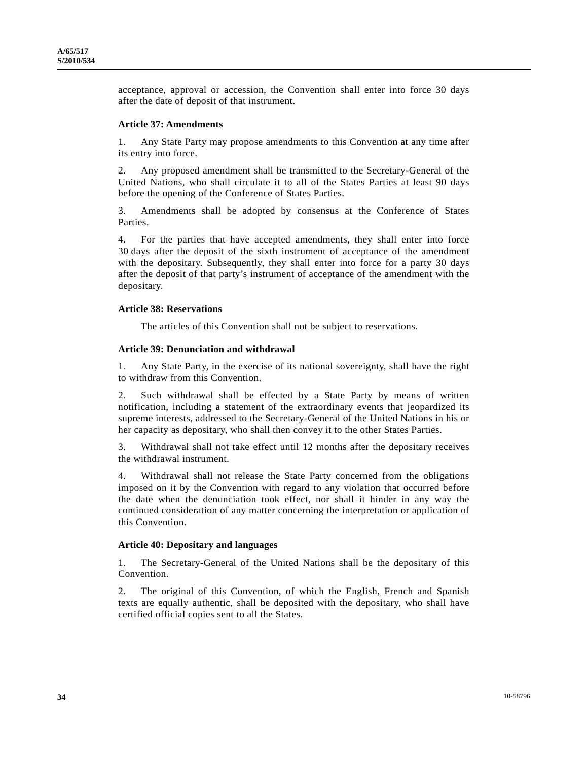acceptance, approval or accession, the Convention shall enter into force 30 days after the date of deposit of that instrument.

**Article 37: Amendments**

1. Any State Party may propose amendments to this Convention at any time after its entry into force.

2. Any proposed amendment shall be transmitted to the Secretary-General of the United Nations, who shall circulate it to all of the States Parties at least 90 days before the opening of the Conference of States Parties.

3. Amendments shall be adopted by consensus at the Conference of States Parties.

4. For the parties that have accepted amendments, they shall enter into force 30 days after the deposit of the sixth instrument of acceptance of the amendment with the depositary. Subsequently, they shall enter into force for a party 30 days after the deposit of that party's instrument of acceptance of the amendment with the depositary.

**Article 38: Reservations**

The articles of this Convention shall not be subject to reservations.

**Article 39: Denunciation and withdrawal**

1. Any State Party, in the exercise of its national sovereignty, shall have the right to withdraw from this Convention.

2. Such withdrawal shall be effected by a State Party by means of written notification, including a statement of the extraordinary events that jeopardized its supreme interests, addressed to the Secretary-General of the United Nations in his or her capacity as depositary, who shall then convey it to the other States Parties.

3. Withdrawal shall not take effect until 12 months after the depositary receives the withdrawal instrument.

4. Withdrawal shall not release the State Party concerned from the obligations imposed on it by the Convention with regard to any violation that occurred before the date when the denunciation took effect, nor shall it hinder in any way the continued consideration of any matter concerning the interpretation or application of this Convention.

**Article 40: Depositary and languages**

1. The Secretary-General of the United Nations shall be the depositary of this Convention.

2. The original of this Convention, of which the English, French and Spanish texts are equally authentic, shall be deposited with the depositary, who shall have certified official copies sent to all the States.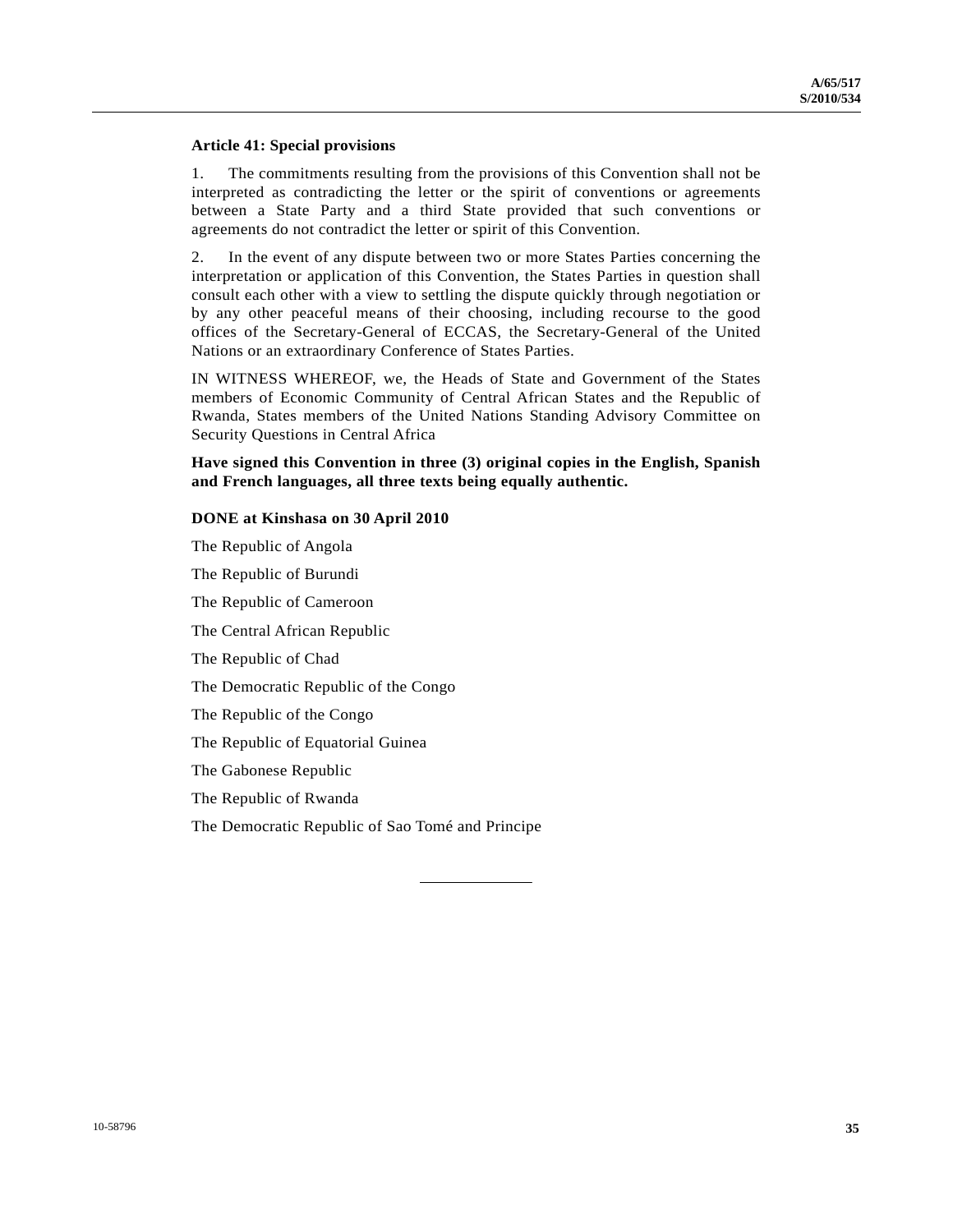### Article 41: Special provisions

1. The commitments resulting from the provisions of this Convention shall not be interpreted as contradicting the letter or the spirit of conventions or agreements between a State Party and a third State provided that such conventions or agreements do not contradict the letter or spirit of this Convention.

2. In the event of any dispute between two or more States Parties concerning the interpretation or application of this Convention, the States Parties in question shall consult each other with a view to settling the dispute quickly through negotiation or by any other peaceful means of their choosing, including recourse to the good offices of the Secretary-General of ECCAS, the Secretary-General of the United Nations or an extraordinary Conference of States Parties.

IN WITNESS WHEREOF, we, the Heads of State and Government of the States members of Economic Community of Central African States and the Republic of Rwanda, States members of the United Nations Standing Advisory Committee on Security Questions in Central Africa

**Have signed this Convention in three (3) original copies in the English, Spanish and French languages, all three texts being equally authentic.**

**DONE at Kinshasa on 30 April 2010**

The Republic of Angola

The Republic of Burundi

The Republic of Cameroon

The Central African Republic

The Republic of Chad

The Democratic Republic of the Congo

The Republic of the Congo

The Republic of Equatorial Guinea

The Gabonese Republic

The Republic of Rwanda

The Democratic Republic of Sao Tomé and Principe